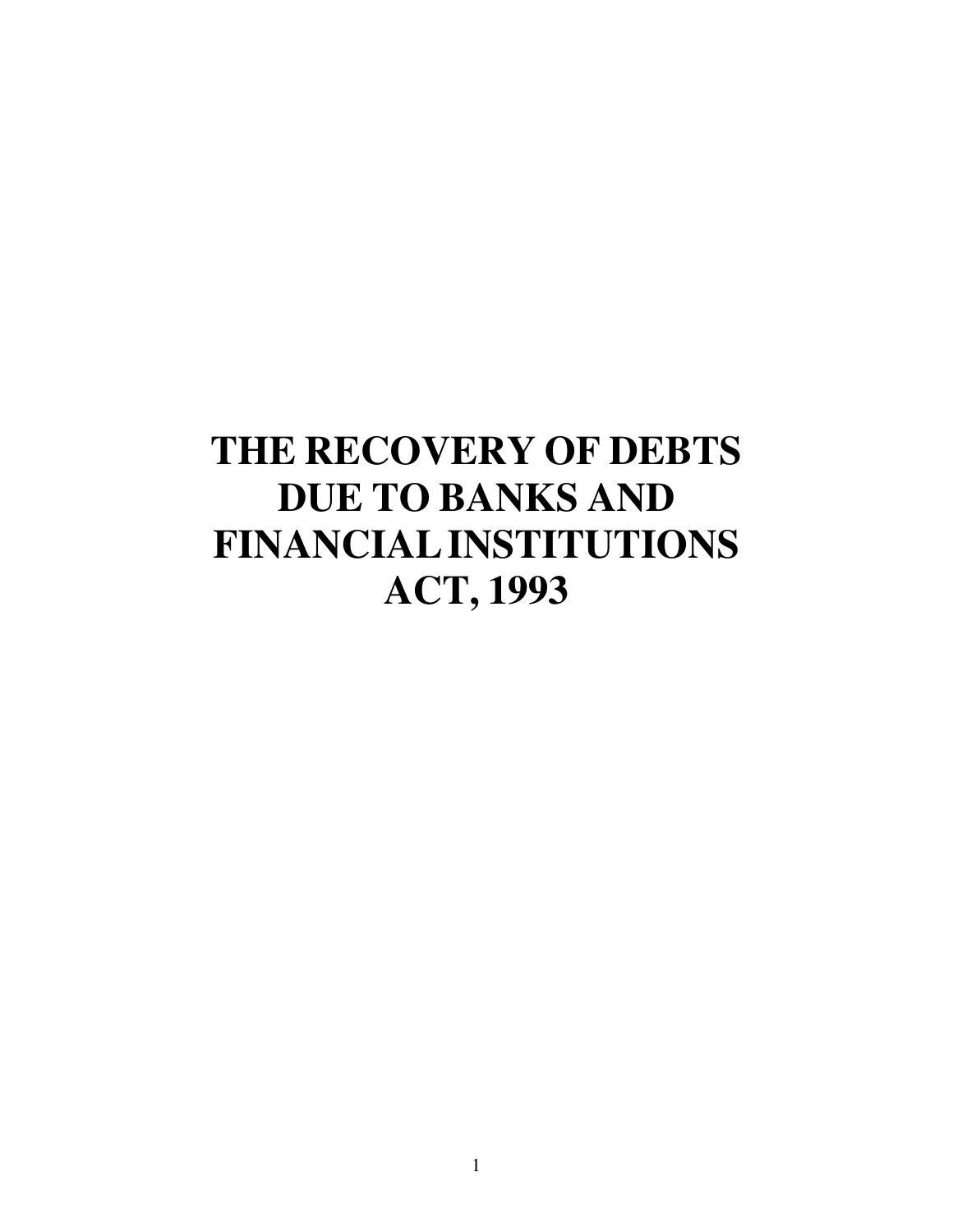# THE RECOVERY OF DEBTS DUE TO BANKS AND FINANCIAL INSTITUTIONS ACT, 1993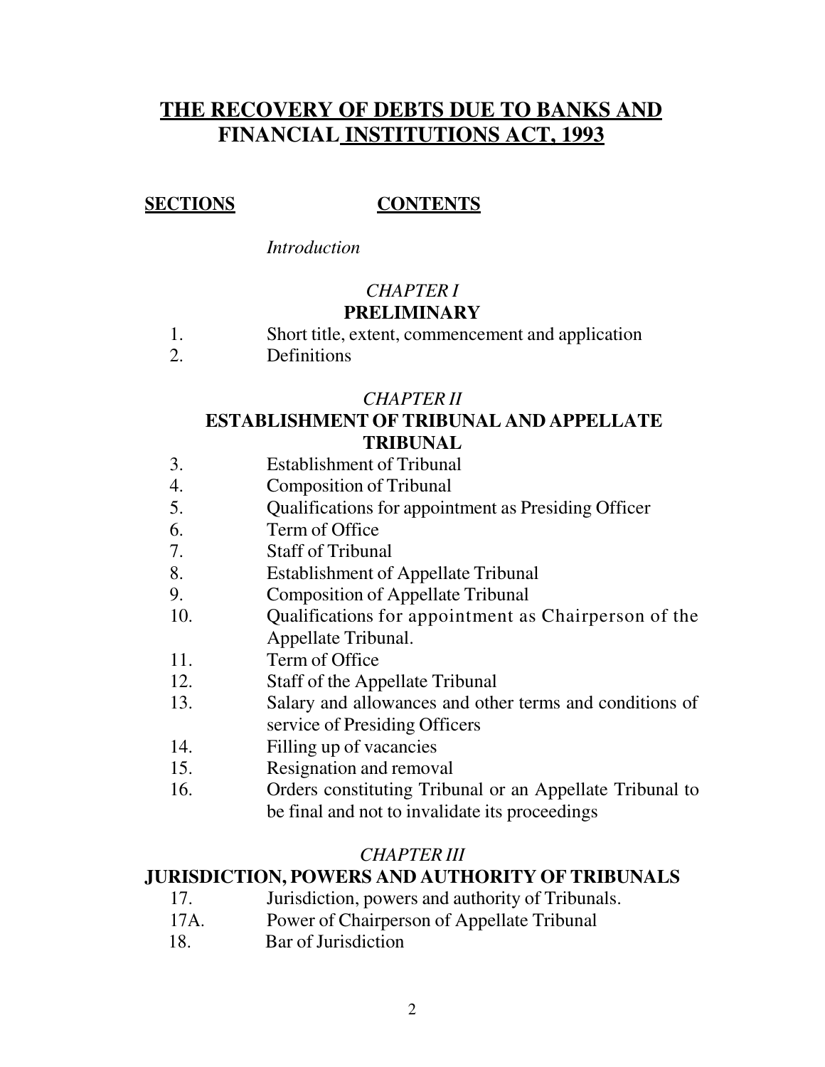# THE RECOVERY OF DEBTS DUE TO BANKS AND FINANCIAL INSTITUTIONS ACT, 1993

**SECTIONS** **CONTENTS**

*Introduction*

## *CHAPTER I*
## PRELIMINARY

1. Short title, extent, commencement and application
2. Definitions

## *CHAPTER II*
## ESTABLISHMENT OF TRIBUNAL AND APPELLATE TRIBUNAL

3. Establishment of Tribunal
4. Composition of Tribunal
5. Qualifications for appointment as Presiding Officer
6. Term of Office
7. Staff of Tribunal
8. Establishment of Appellate Tribunal
9. Composition of Appellate Tribunal
10. Qualifications for appointment as Chairperson of the Appellate Tribunal.
11. Term of Office
12. Staff of the Appellate Tribunal
13. Salary and allowances and other terms and conditions of service of Presiding Officers
14. Filling up of vacancies
15. Resignation and removal
16. Orders constituting Tribunal or an Appellate Tribunal to be final and not to invalidate its proceedings

## *CHAPTER III*
## JURISDICTION, POWERS AND AUTHORITY OF TRIBUNALS

17. Jurisdiction, powers and authority of Tribunals.

17A. Power of Chairperson of Appellate Tribunal

18. Bar of Jurisdiction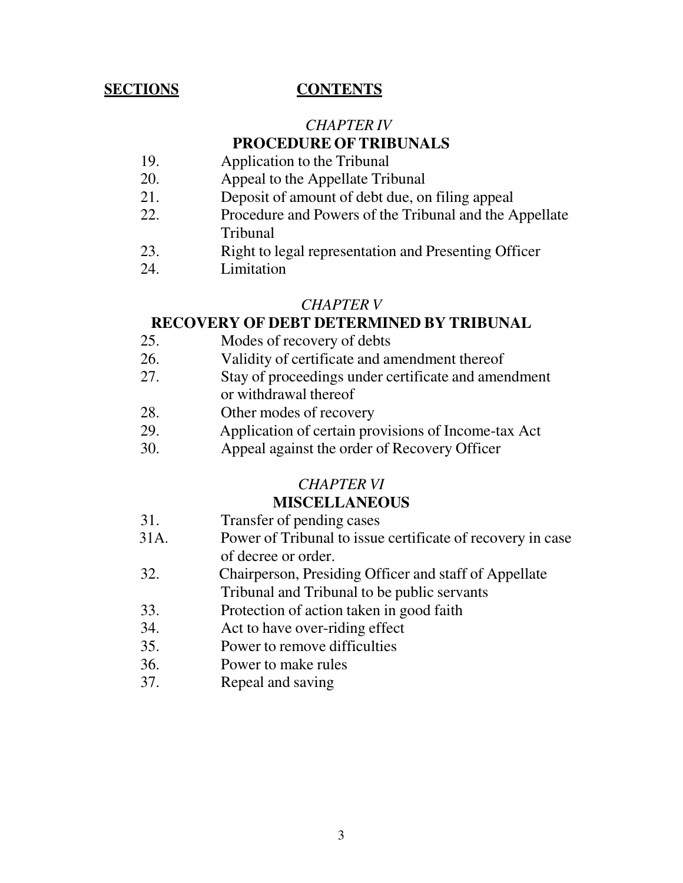**SECTIONS** **CONTENTS**

*CHAPTER IV*

**PROCEDURE OF TRIBUNALS**

19. Application to the Tribunal
20. Appeal to the Appellate Tribunal
21. Deposit of amount of debt due, on filing appeal
22. Procedure and Powers of the Tribunal and the Appellate Tribunal
23. Right to legal representation and Presenting Officer
24. Limitation

*CHAPTER V*

**RECOVERY OF DEBT DETERMINED BY TRIBUNAL**

25. Modes of recovery of debts
26. Validity of certificate and amendment thereof
27. Stay of proceedings under certificate and amendment or withdrawal thereof
28. Other modes of recovery
29. Application of certain provisions of Income-tax Act
30. Appeal against the order of Recovery Officer

*CHAPTER VI*

**MISCELLANEOUS**

31. Transfer of pending cases

31A. Power of Tribunal to issue certificate of recovery in case of decree or order.

32. Chairperson, Presiding Officer and staff of Appellate Tribunal and Tribunal to be public servants
33. Protection of action taken in good faith
34. Act to have over-riding effect
35. Power to remove difficulties
36. Power to make rules
37. Repeal and saving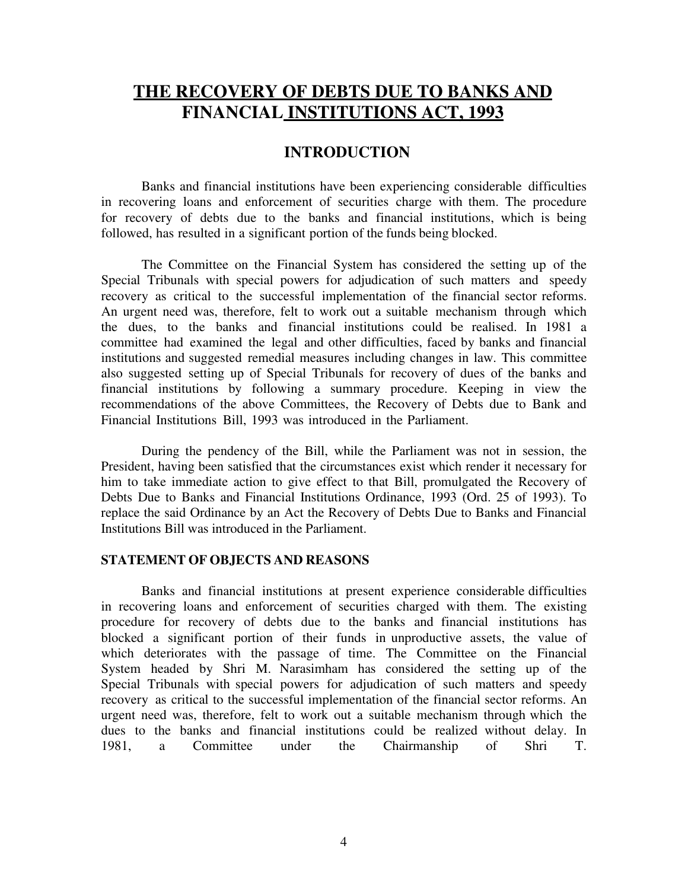# THE RECOVERY OF DEBTS DUE TO BANKS AND FINANCIAL INSTITUTIONS ACT, 1993

## INTRODUCTION

Banks and financial institutions have been experiencing considerable difficulties in recovering loans and enforcement of securities charge with them. The procedure for recovery of debts due to the banks and financial institutions, which is being followed, has resulted in a significant portion of the funds being blocked.

The Committee on the Financial System has considered the setting up of the Special Tribunals with special powers for adjudication of such matters and speedy recovery as critical to the successful implementation of the financial sector reforms. An urgent need was, therefore, felt to work out a suitable mechanism through which the dues, to the banks and financial institutions could be realised. In 1981 a committee had examined the legal and other difficulties, faced by banks and financial institutions and suggested remedial measures including changes in law. This committee also suggested setting up of Special Tribunals for recovery of dues of the banks and financial institutions by following a summary procedure. Keeping in view the recommendations of the above Committees, the Recovery of Debts due to Bank and Financial Institutions Bill, 1993 was introduced in the Parliament.

During the pendency of the Bill, while the Parliament was not in session, the President, having been satisfied that the circumstances exist which render it necessary for him to take immediate action to give effect to that Bill, promulgated the Recovery of Debts Due to Banks and Financial Institutions Ordinance, 1993 (Ord. 25 of 1993). To replace the said Ordinance by an Act the Recovery of Debts Due to Banks and Financial Institutions Bill was introduced in the Parliament.

### STATEMENT OF OBJECTS AND REASONS

Banks and financial institutions at present experience considerable difficulties in recovering loans and enforcement of securities charged with them. The existing procedure for recovery of debts due to the banks and financial institutions has blocked a significant portion of their funds in unproductive assets, the value of which deteriorates with the passage of time. The Committee on the Financial System headed by Shri M. Narasimham has considered the setting up of the Special Tribunals with special powers for adjudication of such matters and speedy recovery as critical to the successful implementation of the financial sector reforms. An urgent need was, therefore, felt to work out a suitable mechanism through which the dues to the banks and financial institutions could be realized without delay. In 1981, a Committee under the Chairmanship of Shri T.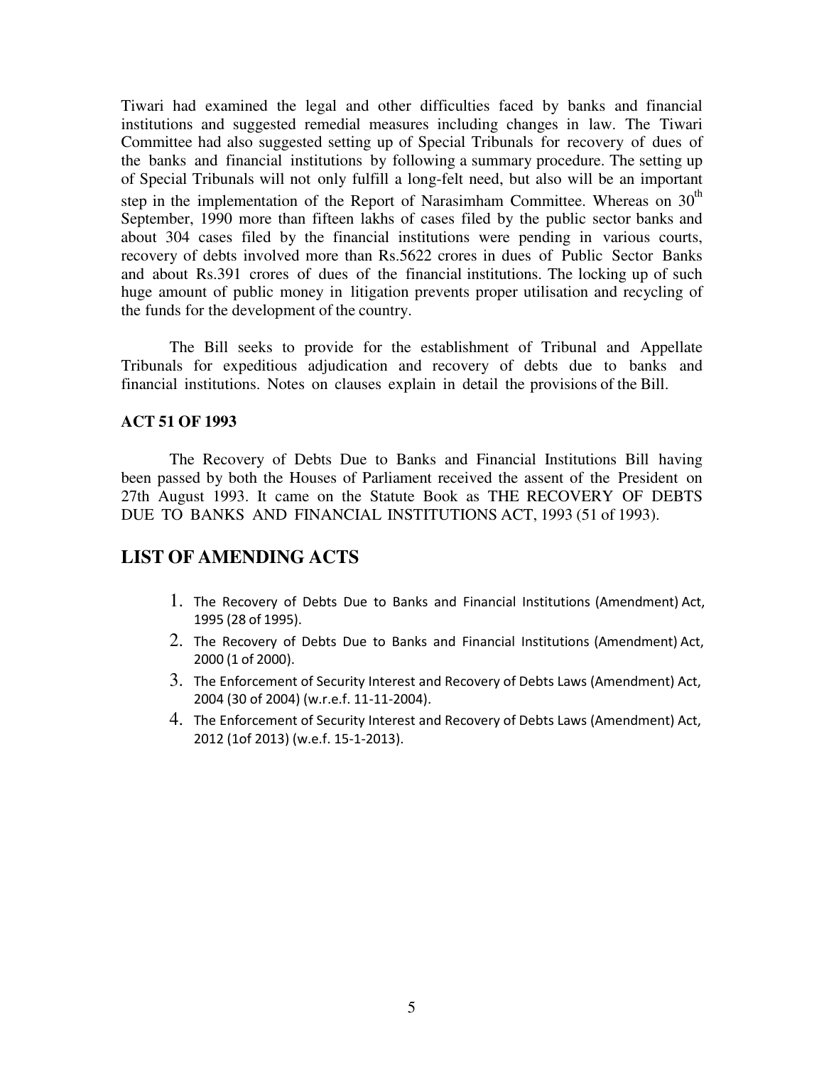Tiwari had examined the legal and other difficulties faced by banks and financial institutions and suggested remedial measures including changes in law. The Tiwari Committee had also suggested setting up of Special Tribunals for recovery of dues of the banks and financial institutions by following a summary procedure. The setting up of Special Tribunals will not only fulfill a long-felt need, but also will be an important step in the implementation of the Report of Narasimham Committee. Whereas on 30th September, 1990 more than fifteen lakhs of cases filed by the public sector banks and about 304 cases filed by the financial institutions were pending in various courts, recovery of debts involved more than Rs.5622 crores in dues of Public Sector Banks and about Rs.391 crores of dues of the financial institutions. The locking up of such huge amount of public money in litigation prevents proper utilisation and recycling of the funds for the development of the country.

The Bill seeks to provide for the establishment of Tribunal and Appellate Tribunals for expeditious adjudication and recovery of debts due to banks and financial institutions. Notes on clauses explain in detail the provisions of the Bill.

**ACT 51 OF 1993**

The Recovery of Debts Due to Banks and Financial Institutions Bill having been passed by both the Houses of Parliament received the assent of the President on 27th August 1993. It came on the Statute Book as THE RECOVERY OF DEBTS DUE TO BANKS AND FINANCIAL INSTITUTIONS ACT, 1993 (51 of 1993).

## LIST OF AMENDING ACTS

1. The Recovery of Debts Due to Banks and Financial Institutions (Amendment) Act, 1995 (28 of 1995).
2. The Recovery of Debts Due to Banks and Financial Institutions (Amendment) Act, 2000 (1 of 2000).
3. The Enforcement of Security Interest and Recovery of Debts Laws (Amendment) Act, 2004 (30 of 2004) (w.r.e.f. 11-11-2004).
4. The Enforcement of Security Interest and Recovery of Debts Laws (Amendment) Act, 2012 (1of 2013) (w.e.f. 15-1-2013).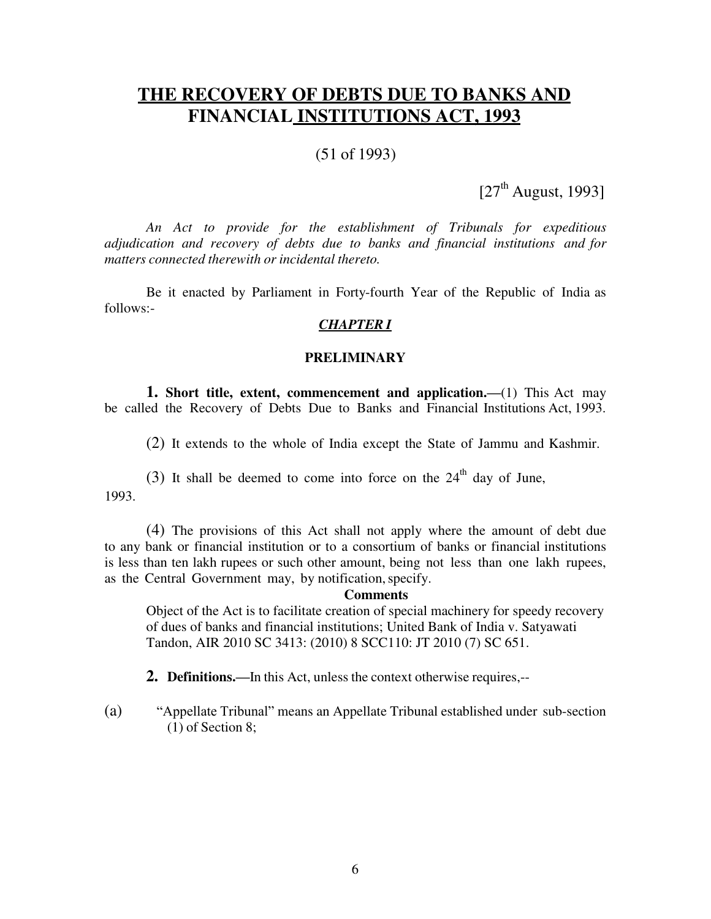# THE RECOVERY OF DEBTS DUE TO BANKS AND FINANCIAL INSTITUTIONS ACT, 1993

(51 of 1993)

[27th August, 1993]

*An Act to provide for the establishment of Tribunals for expeditious adjudication and recovery of debts due to banks and financial institutions and for matters connected therewith or incidental thereto.*

Be it enacted by Parliament in Forty-fourth Year of the Republic of India as follows:-

## *CHAPTER I*

### PRELIMINARY

**1. Short title, extent, commencement and application.—**(1) This Act may be called the Recovery of Debts Due to Banks and Financial Institutions Act, 1993.

(2) It extends to the whole of India except the State of Jammu and Kashmir.

(3) It shall be deemed to come into force on the 24th day of June, 1993.

(4) The provisions of this Act shall not apply where the amount of debt due to any bank or financial institution or to a consortium of banks or financial institutions is less than ten lakh rupees or such other amount, being not less than one lakh rupees, as the Central Government may, by notification, specify.

**Comments**

Object of the Act is to facilitate creation of special machinery for speedy recovery of dues of banks and financial institutions; United Bank of India v. Satyawati Tandon, AIR 2010 SC 3413: (2010) 8 SCC110: JT 2010 (7) SC 651.

**2. Definitions.—**In this Act, unless the context otherwise requires,--

(a) "Appellate Tribunal" means an Appellate Tribunal established under sub-section (1) of Section 8;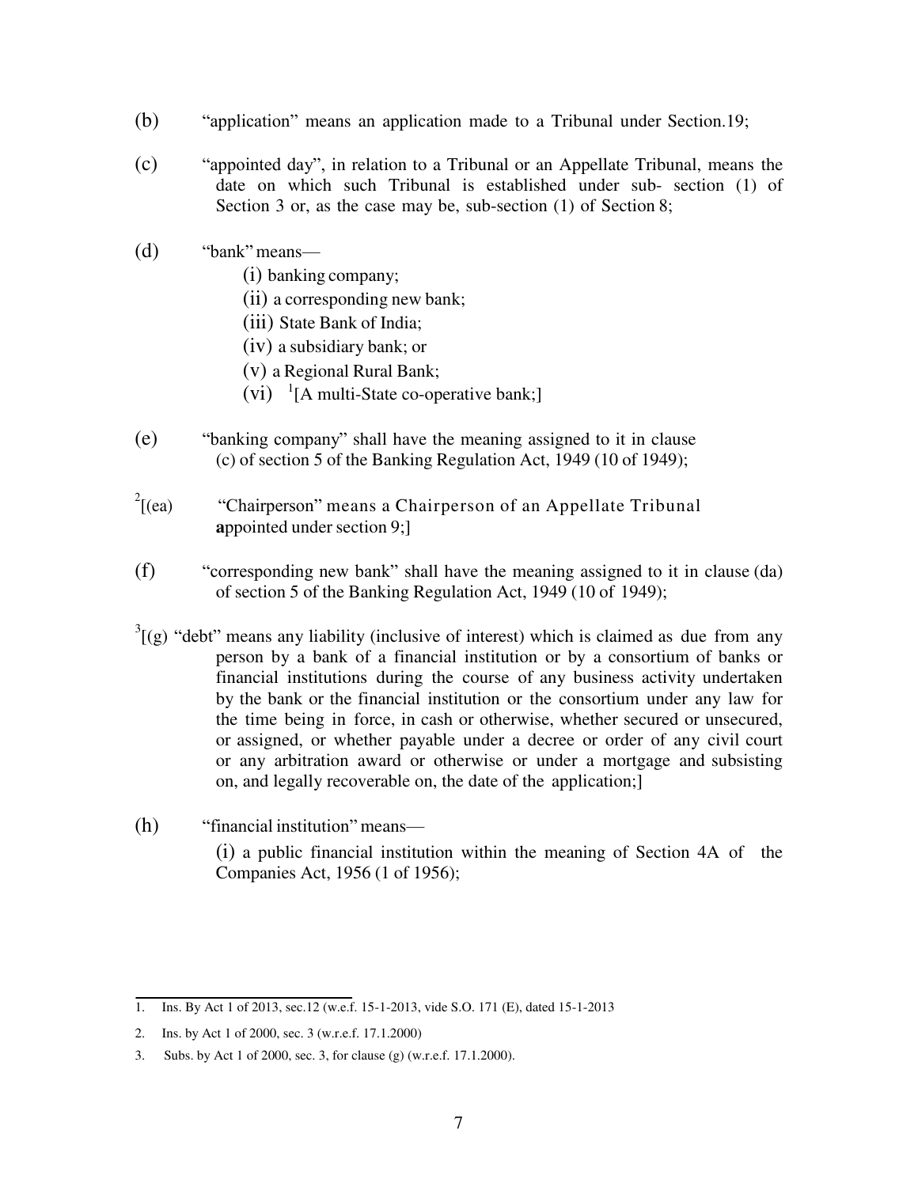(b) "application" means an application made to a Tribunal under Section.19;

(c) "appointed day", in relation to a Tribunal or an Appellate Tribunal, means the date on which such Tribunal is established under sub- section (1) of Section 3 or, as the case may be, sub-section (1) of Section 8;

(d) "bank" means—

(i) banking company;

(ii) a corresponding new bank;

(iii) State Bank of India;

(iv) a subsidiary bank; or

(v) a Regional Rural Bank;

(vi) [1][A multi-State co-operative bank;]

(e) "banking company" shall have the meaning assigned to it in clause (c) of section 5 of the Banking Regulation Act, 1949 (10 of 1949);

[2][(ea) "Chairperson" means a Chairperson of an Appellate Tribunal appointed under section 9;]

(f) "corresponding new bank" shall have the meaning assigned to it in clause (da) of section 5 of the Banking Regulation Act, 1949 (10 of 1949);

[3][(g) "debt" means any liability (inclusive of interest) which is claimed as due from any person by a bank of a financial institution or by a consortium of banks or financial institutions during the course of any business activity undertaken by the bank or the financial institution or the consortium under any law for the time being in force, in cash or otherwise, whether secured or unsecured, or assigned, or whether payable under a decree or order of any civil court or any arbitration award or otherwise or under a mortgage and subsisting on, and legally recoverable on, the date of the application;]

(h) "financial institution" means—

(i) a public financial institution within the meaning of Section 4A of the Companies Act, 1956 (1 of 1956);

---

1. Ins. By Act 1 of 2013, sec.12 (w.e.f. 15-1-2013, vide S.O. 171 (E), dated 15-1-2013
2. Ins. by Act 1 of 2000, sec. 3 (w.r.e.f. 17.1.2000)
3. Subs. by Act 1 of 2000, sec. 3, for clause (g) (w.r.e.f. 17.1.2000).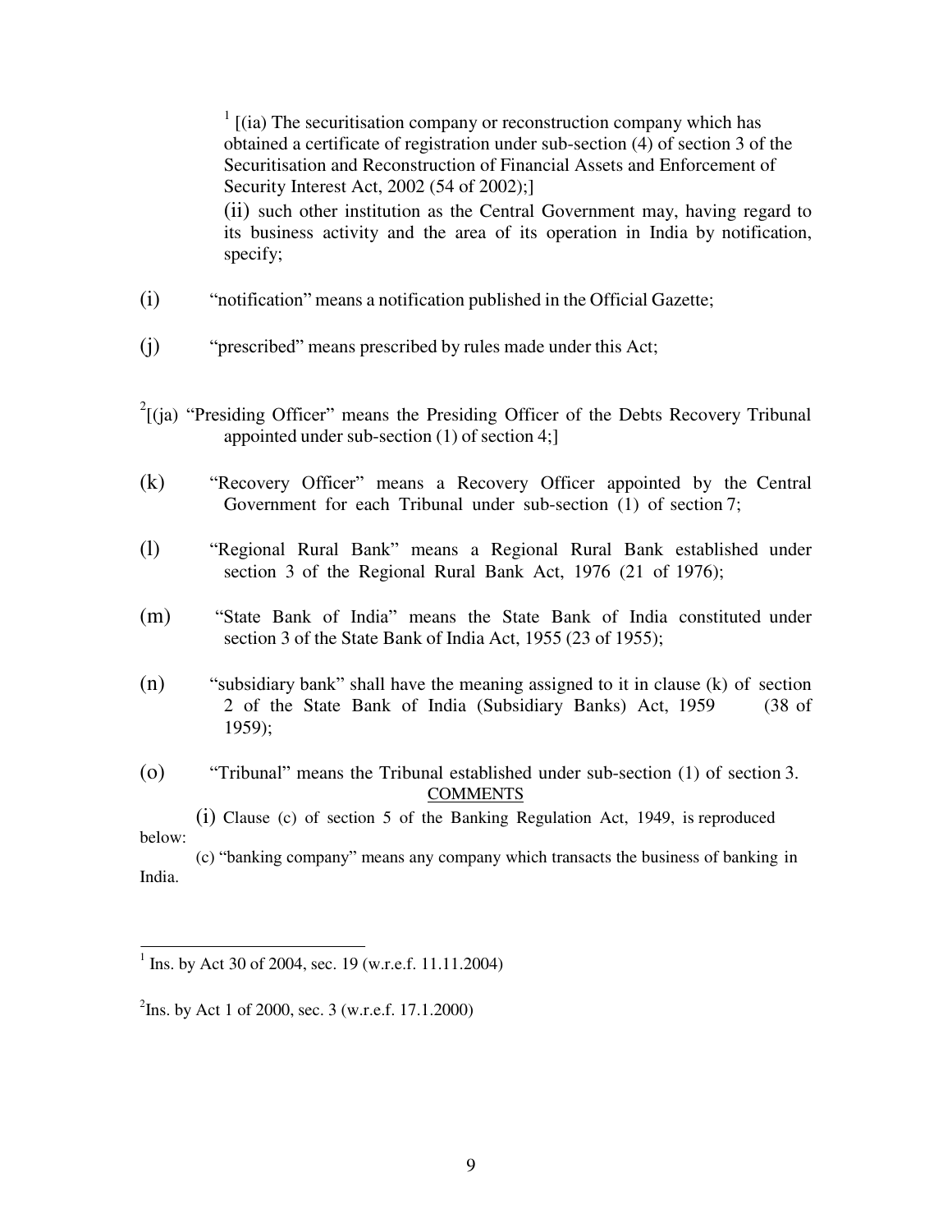[1] [(ia) The securitisation company or reconstruction company which has obtained a certificate of registration under sub-section (4) of section 3 of the Securitisation and Reconstruction of Financial Assets and Enforcement of Security Interest Act, 2002 (54 of 2002);]

(ii) such other institution as the Central Government may, having regard to its business activity and the area of its operation in India by notification, specify;

(i) "notification" means a notification published in the Official Gazette;

(j) "prescribed" means prescribed by rules made under this Act;

[2][(ja) "Presiding Officer" means the Presiding Officer of the Debts Recovery Tribunal appointed under sub-section (1) of section 4;]

(k) "Recovery Officer" means a Recovery Officer appointed by the Central Government for each Tribunal under sub-section (1) of section 7;

(l) "Regional Rural Bank" means a Regional Rural Bank established under section 3 of the Regional Rural Bank Act, 1976 (21 of 1976);

(m) "State Bank of India" means the State Bank of India constituted under section 3 of the State Bank of India Act, 1955 (23 of 1955);

(n) "subsidiary bank" shall have the meaning assigned to it in clause (k) of section 2 of the State Bank of India (Subsidiary Banks) Act, 1959 (38 of 1959);

(o) "Tribunal" means the Tribunal established under sub-section (1) of section 3.

COMMENTS

(i) Clause (c) of section 5 of the Banking Regulation Act, 1949, is reproduced below:

(c) "banking company" means any company which transacts the business of banking in India.

---

[1] Ins. by Act 30 of 2004, sec. 19 (w.r.e.f. 11.11.2004)

[2] Ins. by Act 1 of 2000, sec. 3 (w.r.e.f. 17.1.2000)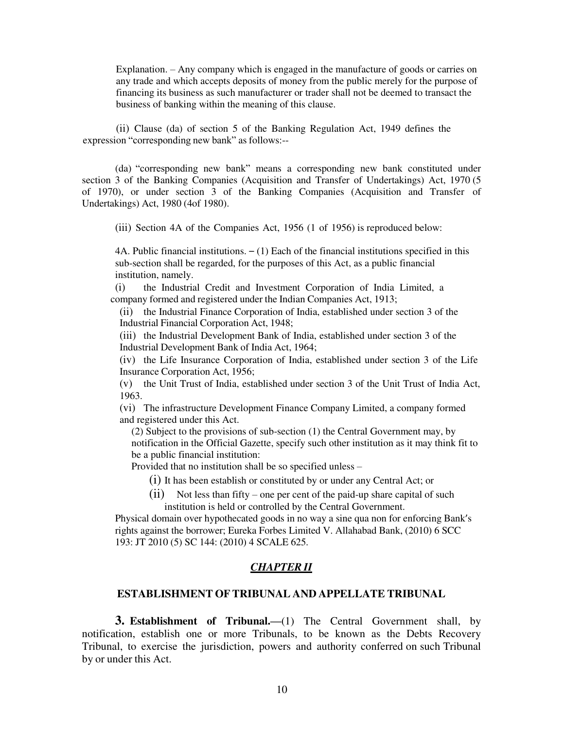Explanation. – Any company which is engaged in the manufacture of goods or carries on any trade and which accepts deposits of money from the public merely for the purpose of financing its business as such manufacturer or trader shall not be deemed to transact the business of banking within the meaning of this clause.

(ii) Clause (da) of section 5 of the Banking Regulation Act, 1949 defines the expression "corresponding new bank" as follows:--

(da) "corresponding new bank" means a corresponding new bank constituted under section 3 of the Banking Companies (Acquisition and Transfer of Undertakings) Act, 1970 (5 of 1970), or under section 3 of the Banking Companies (Acquisition and Transfer of Undertakings) Act, 1980 (4of 1980).

(iii) Section 4A of the Companies Act, 1956 (1 of 1956) is reproduced below:

4A. Public financial institutions. – (1) Each of the financial institutions specified in this sub-section shall be regarded, for the purposes of this Act, as a public financial institution, namely.

(i) the Industrial Credit and Investment Corporation of India Limited, a company formed and registered under the Indian Companies Act, 1913;

(ii) the Industrial Finance Corporation of India, established under section 3 of the Industrial Financial Corporation Act, 1948;

(iii) the Industrial Development Bank of India, established under section 3 of the Industrial Development Bank of India Act, 1964;

(iv) the Life Insurance Corporation of India, established under section 3 of the Life Insurance Corporation Act, 1956;

(v) the Unit Trust of India, established under section 3 of the Unit Trust of India Act, 1963.

(vi) The infrastructure Development Finance Company Limited, a company formed and registered under this Act.

(2) Subject to the provisions of sub-section (1) the Central Government may, by notification in the Official Gazette, specify such other institution as it may think fit to be a public financial institution:

Provided that no institution shall be so specified unless –

(i) It has been establish or constituted by or under any Central Act; or

(ii) Not less than fifty – one per cent of the paid-up share capital of such institution is held or controlled by the Central Government.

Physical domain over hypothecated goods in no way a sine qua non for enforcing Bank's rights against the borrower; Eureka Forbes Limited V. Allahabad Bank, (2010) 6 SCC 193: JT 2010 (5) SC 144: (2010) 4 SCALE 625.

## *CHAPTER II*

## ESTABLISHMENT OF TRIBUNAL AND APPELLATE TRIBUNAL

**3. Establishment of Tribunal.—**(1) The Central Government shall, by notification, establish one or more Tribunals, to be known as the Debts Recovery Tribunal, to exercise the jurisdiction, powers and authority conferred on such Tribunal by or under this Act.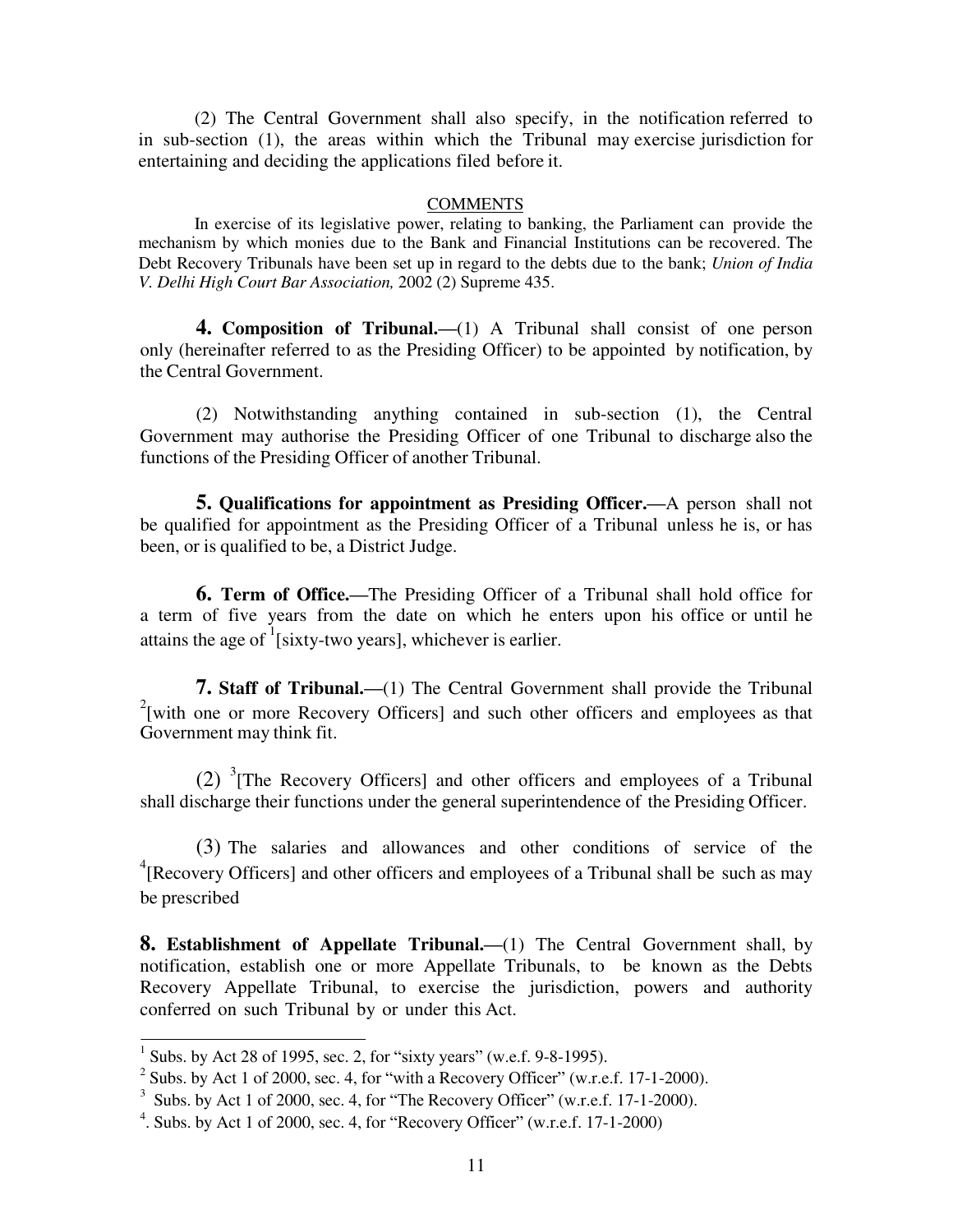(2) The Central Government shall also specify, in the notification referred to in sub-section (1), the areas within which the Tribunal may exercise jurisdiction for entertaining and deciding the applications filed before it.

COMMENTS

In exercise of its legislative power, relating to banking, the Parliament can provide the mechanism by which monies due to the Bank and Financial Institutions can be recovered. The Debt Recovery Tribunals have been set up in regard to the debts due to the bank; *Union of India V. Delhi High Court Bar Association,* 2002 (2) Supreme 435.

**4. Composition of Tribunal.—**(1) A Tribunal shall consist of one person only (hereinafter referred to as the Presiding Officer) to be appointed by notification, by the Central Government.

(2) Notwithstanding anything contained in sub-section (1), the Central Government may authorise the Presiding Officer of one Tribunal to discharge also the functions of the Presiding Officer of another Tribunal.

**5. Qualifications for appointment as Presiding Officer.—**A person shall not be qualified for appointment as the Presiding Officer of a Tribunal unless he is, or has been, or is qualified to be, a District Judge.

**6. Term of Office.—**The Presiding Officer of a Tribunal shall hold office for a term of five years from the date on which he enters upon his office or until he attains the age of [1][sixty-two years], whichever is earlier.

**7. Staff of Tribunal.—**(1) The Central Government shall provide the Tribunal [2][with one or more Recovery Officers] and such other officers and employees as that Government may think fit.

(2) [3][The Recovery Officers] and other officers and employees of a Tribunal shall discharge their functions under the general superintendence of the Presiding Officer.

(3) The salaries and allowances and other conditions of service of the [4][Recovery Officers] and other officers and employees of a Tribunal shall be such as may be prescribed

**8. Establishment of Appellate Tribunal.—**(1) The Central Government shall, by notification, establish one or more Appellate Tribunals, to be known as the Debts Recovery Appellate Tribunal, to exercise the jurisdiction, powers and authority conferred on such Tribunal by or under this Act.

---

[1] Subs. by Act 28 of 1995, sec. 2, for "sixty years" (w.e.f. 9-8-1995).

[2] Subs. by Act 1 of 2000, sec. 4, for "with a Recovery Officer" (w.r.e.f. 17-1-2000).

[3] Subs. by Act 1 of 2000, sec. 4, for "The Recovery Officer" (w.r.e.f. 17-1-2000).

[4]. Subs. by Act 1 of 2000, sec. 4, for "Recovery Officer" (w.r.e.f. 17-1-2000)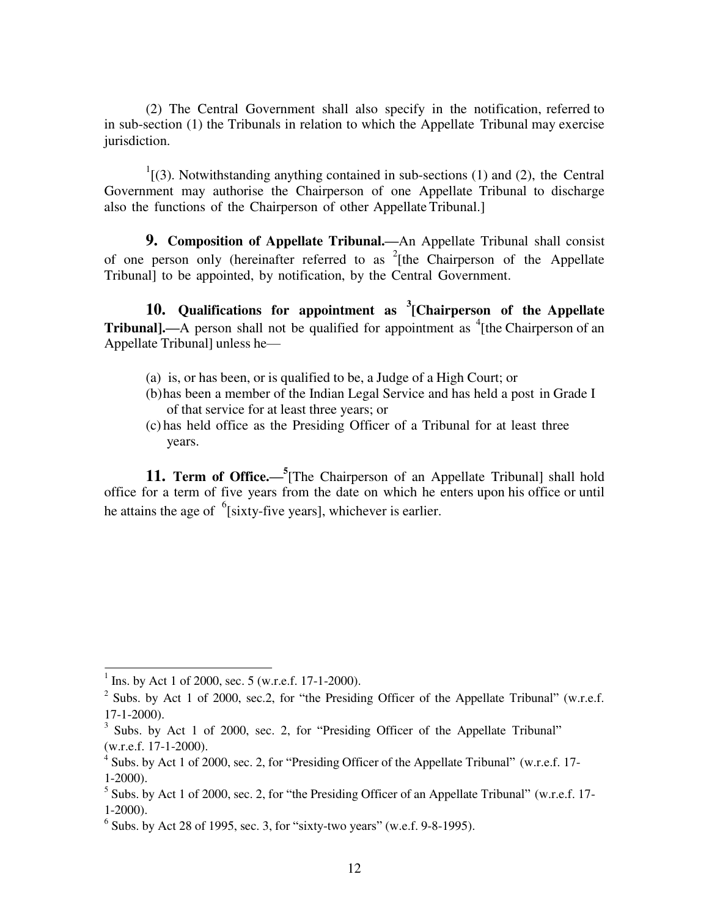(2) The Central Government shall also specify in the notification, referred to in sub-section (1) the Tribunals in relation to which the Appellate Tribunal may exercise jurisdiction.

[1][(3). Notwithstanding anything contained in sub-sections (1) and (2), the Central Government may authorise the Chairperson of one Appellate Tribunal to discharge also the functions of the Chairperson of other Appellate Tribunal.]

**9. Composition of Appellate Tribunal.—**An Appellate Tribunal shall consist of one person only (hereinafter referred to as [2][the Chairperson of the Appellate Tribunal] to be appointed, by notification, by the Central Government.

**10. Qualifications for appointment as [3][Chairperson of the Appellate Tribunal].—**A person shall not be qualified for appointment as [4][the Chairperson of an Appellate Tribunal] unless he—

(a) is, or has been, or is qualified to be, a Judge of a High Court; or
(b) has been a member of the Indian Legal Service and has held a post in Grade I of that service for at least three years; or
(c) has held office as the Presiding Officer of a Tribunal for at least three years.

**11. Term of Office.—**[5][The Chairperson of an Appellate Tribunal] shall hold office for a term of five years from the date on which he enters upon his office or until he attains the age of [6][sixty-five years], whichever is earlier.

---

[1] Ins. by Act 1 of 2000, sec. 5 (w.r.e.f. 17-1-2000).
[2] Subs. by Act 1 of 2000, sec.2, for "the Presiding Officer of the Appellate Tribunal" (w.r.e.f. 17-1-2000).
[3] Subs. by Act 1 of 2000, sec. 2, for "Presiding Officer of the Appellate Tribunal" (w.r.e.f. 17-1-2000).
[4] Subs. by Act 1 of 2000, sec. 2, for "Presiding Officer of the Appellate Tribunal" (w.r.e.f. 17-1-2000).
[5] Subs. by Act 1 of 2000, sec. 2, for "the Presiding Officer of an Appellate Tribunal" (w.r.e.f. 17-1-2000).
[6] Subs. by Act 28 of 1995, sec. 3, for "sixty-two years" (w.e.f. 9-8-1995).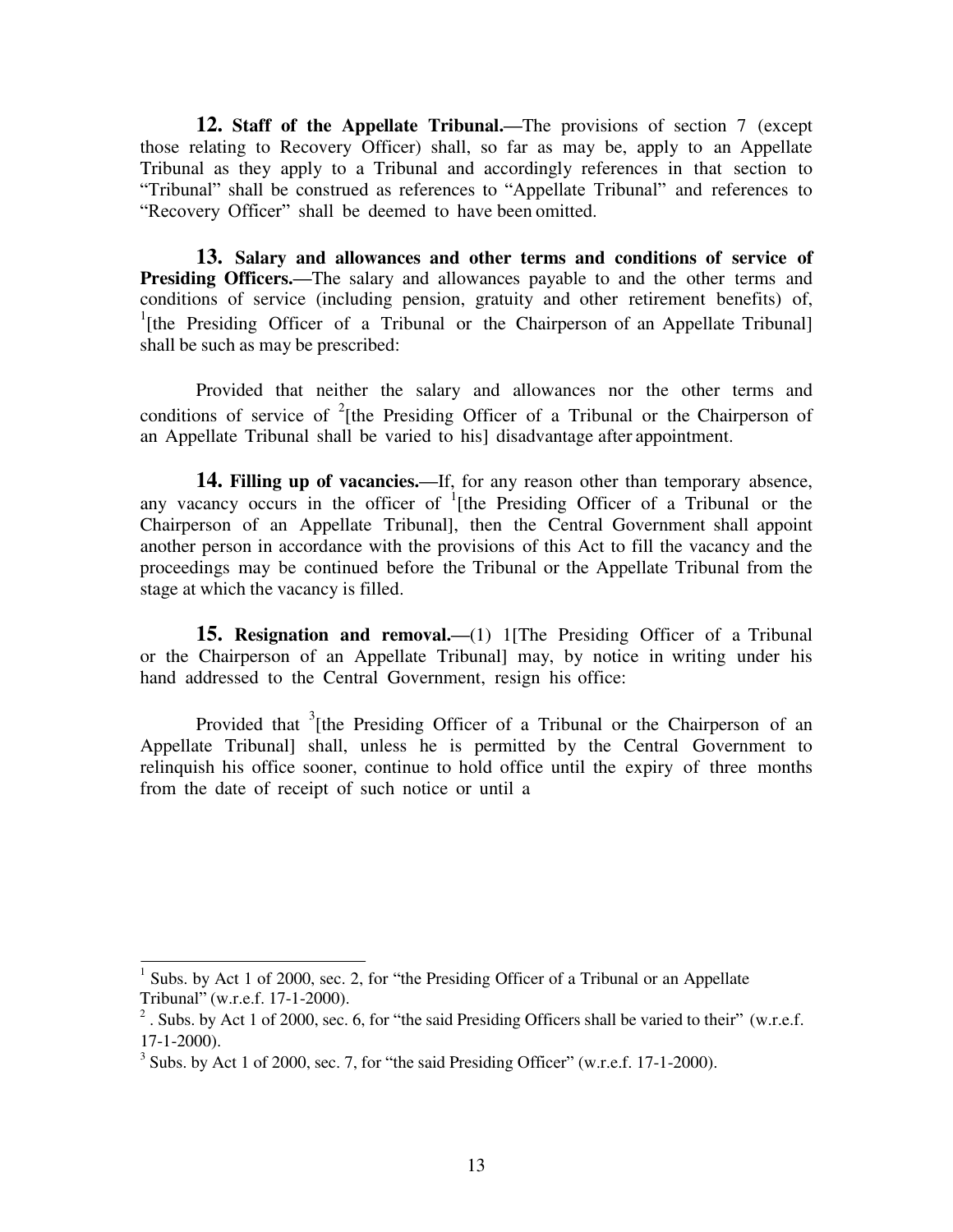**12. Staff of the Appellate Tribunal.—**The provisions of section 7 (except those relating to Recovery Officer) shall, so far as may be, apply to an Appellate Tribunal as they apply to a Tribunal and accordingly references in that section to "Tribunal" shall be construed as references to "Appellate Tribunal" and references to "Recovery Officer" shall be deemed to have been omitted.

**13. Salary and allowances and other terms and conditions of service of Presiding Officers.—**The salary and allowances payable to and the other terms and conditions of service (including pension, gratuity and other retirement benefits) of, [1][the Presiding Officer of a Tribunal or the Chairperson of an Appellate Tribunal] shall be such as may be prescribed:

Provided that neither the salary and allowances nor the other terms and conditions of service of [2][the Presiding Officer of a Tribunal or the Chairperson of an Appellate Tribunal shall be varied to his] disadvantage after appointment.

**14. Filling up of vacancies.—**If, for any reason other than temporary absence, any vacancy occurs in the officer of [1][the Presiding Officer of a Tribunal or the Chairperson of an Appellate Tribunal], then the Central Government shall appoint another person in accordance with the provisions of this Act to fill the vacancy and the proceedings may be continued before the Tribunal or the Appellate Tribunal from the stage at which the vacancy is filled.

**15. Resignation and removal.—**(1) 1[The Presiding Officer of a Tribunal or the Chairperson of an Appellate Tribunal] may, by notice in writing under his hand addressed to the Central Government, resign his office:

Provided that [3][the Presiding Officer of a Tribunal or the Chairperson of an Appellate Tribunal] shall, unless he is permitted by the Central Government to relinquish his office sooner, continue to hold office until the expiry of three months from the date of receipt of such notice or until a

---

[1] Subs. by Act 1 of 2000, sec. 2, for "the Presiding Officer of a Tribunal or an Appellate Tribunal" (w.r.e.f. 17-1-2000).

[2] . Subs. by Act 1 of 2000, sec. 6, for "the said Presiding Officers shall be varied to their" (w.r.e.f. 17-1-2000).

[3] Subs. by Act 1 of 2000, sec. 7, for "the said Presiding Officer" (w.r.e.f. 17-1-2000).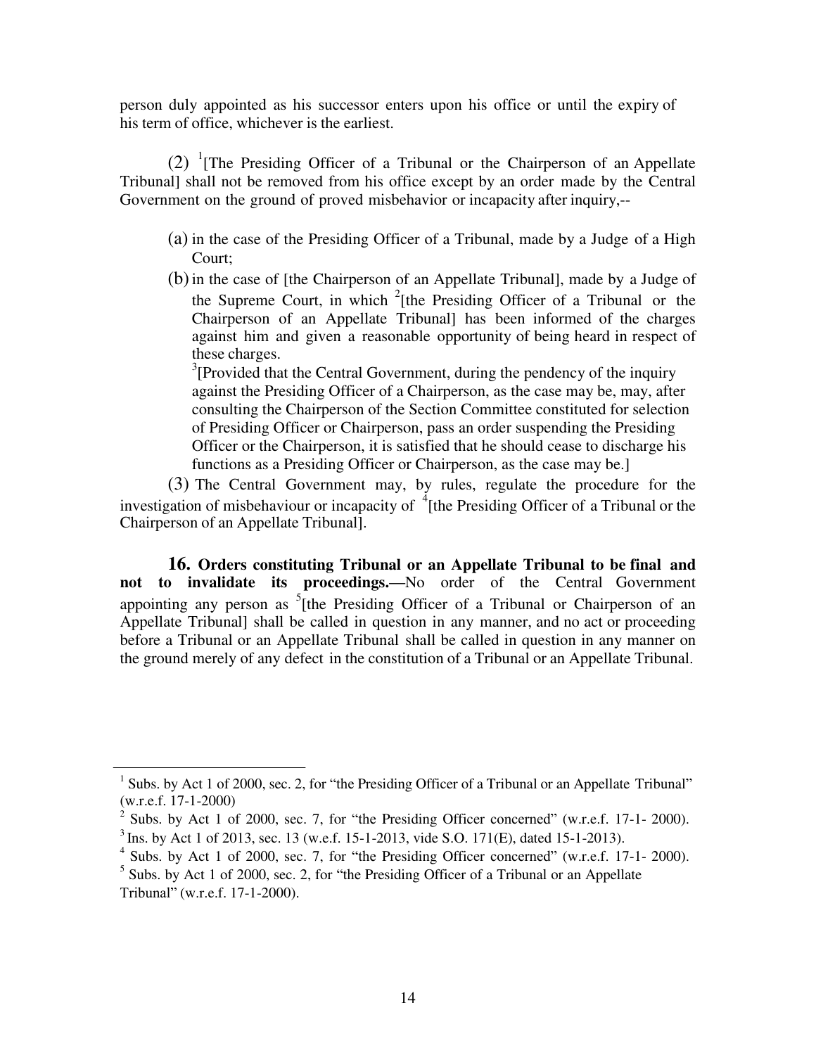person duly appointed as his successor enters upon his office or until the expiry of his term of office, whichever is the earliest.

(2) [1][The Presiding Officer of a Tribunal or the Chairperson of an Appellate Tribunal] shall not be removed from his office except by an order made by the Central Government on the ground of proved misbehavior or incapacity after inquiry,--

(a) in the case of the Presiding Officer of a Tribunal, made by a Judge of a High Court;

(b) in the case of [the Chairperson of an Appellate Tribunal], made by a Judge of the Supreme Court, in which [2][the Presiding Officer of a Tribunal or the Chairperson of an Appellate Tribunal] has been informed of the charges against him and given a reasonable opportunity of being heard in respect of these charges.

[3][Provided that the Central Government, during the pendency of the inquiry against the Presiding Officer of a Chairperson, as the case may be, may, after consulting the Chairperson of the Section Committee constituted for selection of Presiding Officer or Chairperson, pass an order suspending the Presiding Officer or the Chairperson, it is satisfied that he should cease to discharge his functions as a Presiding Officer or Chairperson, as the case may be.]

(3) The Central Government may, by rules, regulate the procedure for the investigation of misbehaviour or incapacity of [4][the Presiding Officer of a Tribunal or the Chairperson of an Appellate Tribunal].

**16. Orders constituting Tribunal or an Appellate Tribunal to be final and not to invalidate its proceedings.—**No order of the Central Government appointing any person as [5][the Presiding Officer of a Tribunal or Chairperson of an Appellate Tribunal] shall be called in question in any manner, and no act or proceeding before a Tribunal or an Appellate Tribunal shall be called in question in any manner on the ground merely of any defect in the constitution of a Tribunal or an Appellate Tribunal.

---

[1] Subs. by Act 1 of 2000, sec. 2, for "the Presiding Officer of a Tribunal or an Appellate Tribunal" (w.r.e.f. 17-1-2000)

[2] Subs. by Act 1 of 2000, sec. 7, for "the Presiding Officer concerned" (w.r.e.f. 17-1- 2000).

[3] Ins. by Act 1 of 2013, sec. 13 (w.e.f. 15-1-2013, vide S.O. 171(E), dated 15-1-2013).

[4] Subs. by Act 1 of 2000, sec. 7, for "the Presiding Officer concerned" (w.r.e.f. 17-1- 2000).

[5] Subs. by Act 1 of 2000, sec. 2, for "the Presiding Officer of a Tribunal or an Appellate Tribunal" (w.r.e.f. 17-1-2000).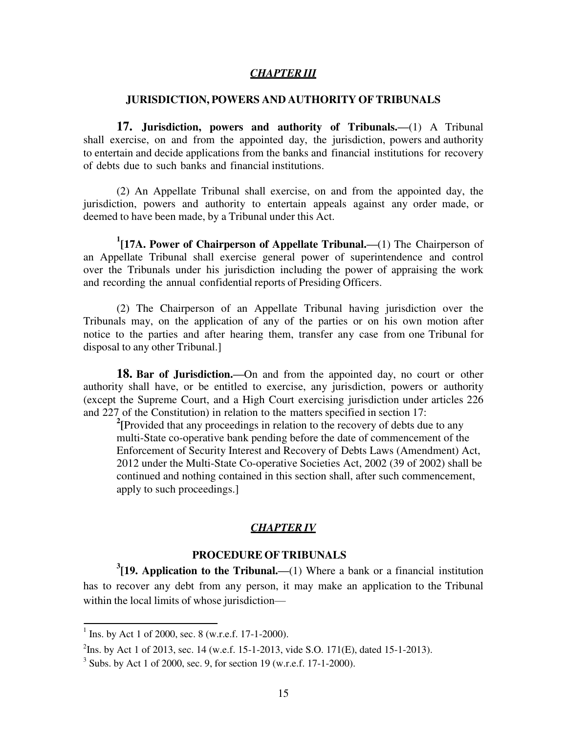## *CHAPTER III*

## JURISDICTION, POWERS AND AUTHORITY OF TRIBUNALS

**17. Jurisdiction, powers and authority of Tribunals.—**(1) A Tribunal shall exercise, on and from the appointed day, the jurisdiction, powers and authority to entertain and decide applications from the banks and financial institutions for recovery of debts due to such banks and financial institutions.

(2) An Appellate Tribunal shall exercise, on and from the appointed day, the jurisdiction, powers and authority to entertain appeals against any order made, or deemed to have been made, by a Tribunal under this Act.

[1]**[17A. Power of Chairperson of Appellate Tribunal.—**(1) The Chairperson of an Appellate Tribunal shall exercise general power of superintendence and control over the Tribunals under his jurisdiction including the power of appraising the work and recording the annual confidential reports of Presiding Officers.

(2) The Chairperson of an Appellate Tribunal having jurisdiction over the Tribunals may, on the application of any of the parties or on his own motion after notice to the parties and after hearing them, transfer any case from one Tribunal for disposal to any other Tribunal.]

**18. Bar of Jurisdiction.—**On and from the appointed day, no court or other authority shall have, or be entitled to exercise, any jurisdiction, powers or authority (except the Supreme Court, and a High Court exercising jurisdiction under articles 226 and 227 of the Constitution) in relation to the matters specified in section 17:

[2][Provided that any proceedings in relation to the recovery of debts due to any multi-State co-operative bank pending before the date of commencement of the Enforcement of Security Interest and Recovery of Debts Laws (Amendment) Act, 2012 under the Multi-State Co-operative Societies Act, 2002 (39 of 2002) shall be continued and nothing contained in this section shall, after such commencement, apply to such proceedings.]

## *CHAPTER IV*

## PROCEDURE OF TRIBUNALS

[3]**[19. Application to the Tribunal.—**(1) Where a bank or a financial institution has to recover any debt from any person, it may make an application to the Tribunal within the local limits of whose jurisdiction—

---

1. Ins. by Act 1 of 2000, sec. 8 (w.r.e.f. 17-1-2000).
2. Ins. by Act 1 of 2013, sec. 14 (w.e.f. 15-1-2013, vide S.O. 171(E), dated 15-1-2013).
3. Subs. by Act 1 of 2000, sec. 9, for section 19 (w.r.e.f. 17-1-2000).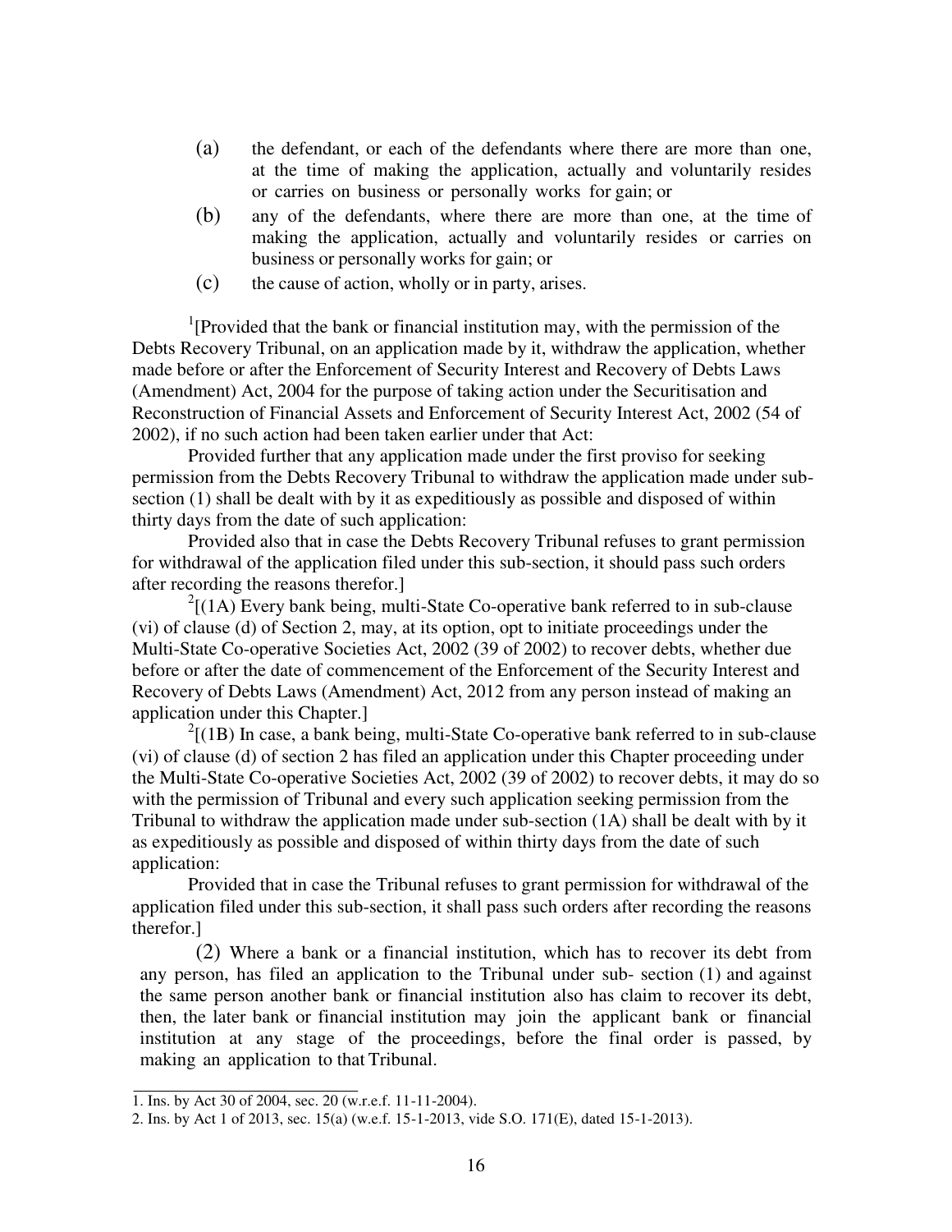(a) the defendant, or each of the defendants where there are more than one, at the time of making the application, actually and voluntarily resides or carries on business or personally works for gain; or

(b) any of the defendants, where there are more than one, at the time of making the application, actually and voluntarily resides or carries on business or personally works for gain; or

(c) the cause of action, wholly or in party, arises.

[1][Provided that the bank or financial institution may, with the permission of the Debts Recovery Tribunal, on an application made by it, withdraw the application, whether made before or after the Enforcement of Security Interest and Recovery of Debts Laws (Amendment) Act, 2004 for the purpose of taking action under the Securitisation and Reconstruction of Financial Assets and Enforcement of Security Interest Act, 2002 (54 of 2002), if no such action had been taken earlier under that Act:

Provided further that any application made under the first proviso for seeking permission from the Debts Recovery Tribunal to withdraw the application made under sub-section (1) shall be dealt with by it as expeditiously as possible and disposed of within thirty days from the date of such application:

Provided also that in case the Debts Recovery Tribunal refuses to grant permission for withdrawal of the application filed under this sub-section, it should pass such orders after recording the reasons therefor.]

[2][(1A) Every bank being, multi-State Co-operative bank referred to in sub-clause (vi) of clause (d) of Section 2, may, at its option, opt to initiate proceedings under the Multi-State Co-operative Societies Act, 2002 (39 of 2002) to recover debts, whether due before or after the date of commencement of the Enforcement of the Security Interest and Recovery of Debts Laws (Amendment) Act, 2012 from any person instead of making an application under this Chapter.]

[2][(1B) In case, a bank being, multi-State Co-operative bank referred to in sub-clause (vi) of clause (d) of section 2 has filed an application under this Chapter proceeding under the Multi-State Co-operative Societies Act, 2002 (39 of 2002) to recover debts, it may do so with the permission of Tribunal and every such application seeking permission from the Tribunal to withdraw the application made under sub-section (1A) shall be dealt with by it as expeditiously as possible and disposed of within thirty days from the date of such application:

Provided that in case the Tribunal refuses to grant permission for withdrawal of the application filed under this sub-section, it shall pass such orders after recording the reasons therefor.]

(2) Where a bank or a financial institution, which has to recover its debt from any person, has filed an application to the Tribunal under sub- section (1) and against the same person another bank or financial institution also has claim to recover its debt, then, the later bank or financial institution may join the applicant bank or financial institution at any stage of the proceedings, before the final order is passed, by making an application to that Tribunal.

---

1. Ins. by Act 30 of 2004, sec. 20 (w.r.e.f. 11-11-2004).
2. Ins. by Act 1 of 2013, sec. 15(a) (w.e.f. 15-1-2013, vide S.O. 171(E), dated 15-1-2013).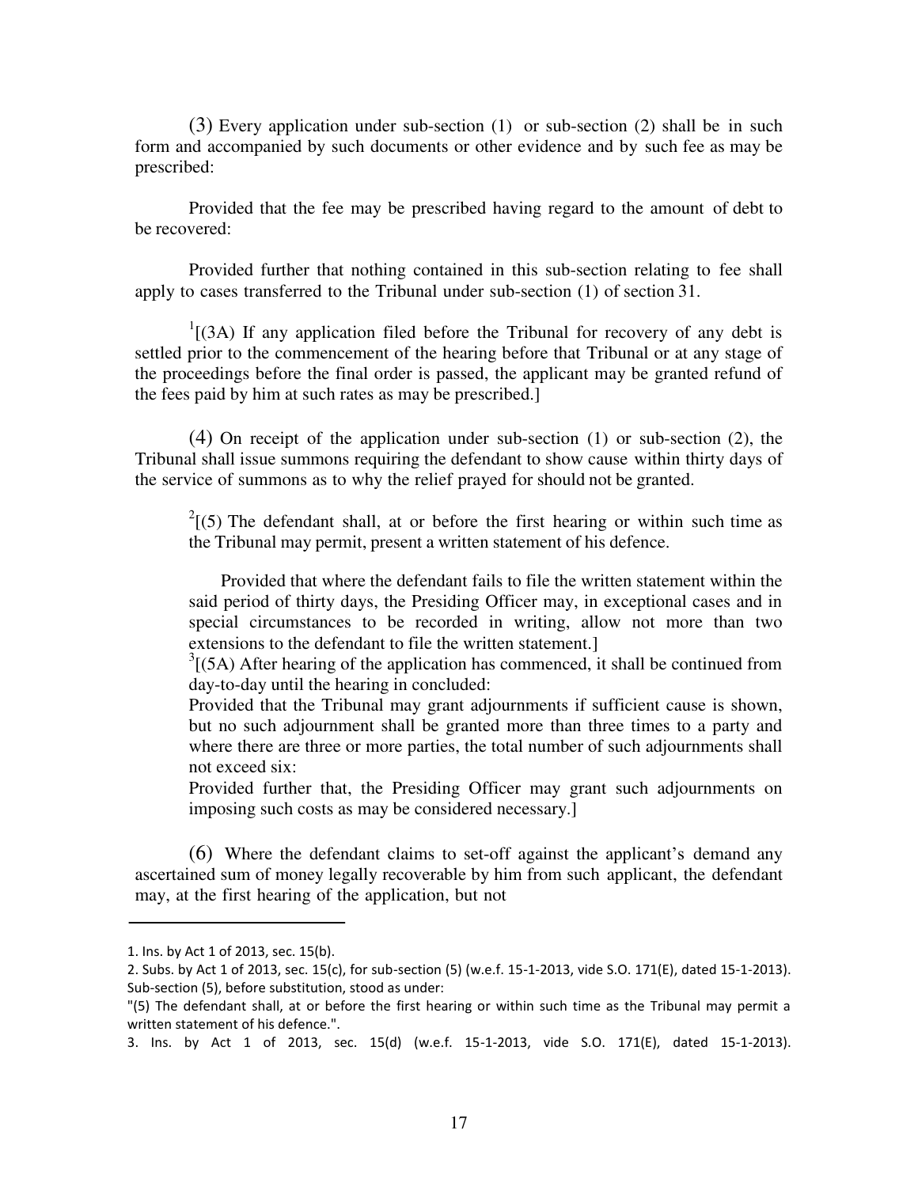(3) Every application under sub-section (1) or sub-section (2) shall be in such form and accompanied by such documents or other evidence and by such fee as may be prescribed:

Provided that the fee may be prescribed having regard to the amount of debt to be recovered:

Provided further that nothing contained in this sub-section relating to fee shall apply to cases transferred to the Tribunal under sub-section (1) of section 31.

[1][(3A) If any application filed before the Tribunal for recovery of any debt is settled prior to the commencement of the hearing before that Tribunal or at any stage of the proceedings before the final order is passed, the applicant may be granted refund of the fees paid by him at such rates as may be prescribed.]

(4) On receipt of the application under sub-section (1) or sub-section (2), the Tribunal shall issue summons requiring the defendant to show cause within thirty days of the service of summons as to why the relief prayed for should not be granted.

> [2][(5) The defendant shall, at or before the first hearing or within such time as the Tribunal may permit, present a written statement of his defence.
>
> Provided that where the defendant fails to file the written statement within the said period of thirty days, the Presiding Officer may, in exceptional cases and in special circumstances to be recorded in writing, allow not more than two extensions to the defendant to file the written statement.]
>
> [3][(5A) After hearing of the application has commenced, it shall be continued from day-to-day until the hearing in concluded:
>
> Provided that the Tribunal may grant adjournments if sufficient cause is shown, but no such adjournment shall be granted more than three times to a party and where there are three or more parties, the total number of such adjournments shall not exceed six:
>
> Provided further that, the Presiding Officer may grant such adjournments on imposing such costs as may be considered necessary.]

(6) Where the defendant claims to set-off against the applicant's demand any ascertained sum of money legally recoverable by him from such applicant, the defendant may, at the first hearing of the application, but not

---

1. Ins. by Act 1 of 2013, sec. 15(b).
2. Subs. by Act 1 of 2013, sec. 15(c), for sub-section (5) (w.e.f. 15-1-2013, vide S.O. 171(E), dated 15-1-2013). Sub-section (5), before substitution, stood as under:
"(5) The defendant shall, at or before the first hearing or within such time as the Tribunal may permit a written statement of his defence.".
3. Ins. by Act 1 of 2013, sec. 15(d) (w.e.f. 15-1-2013, vide S.O. 171(E), dated 15-1-2013).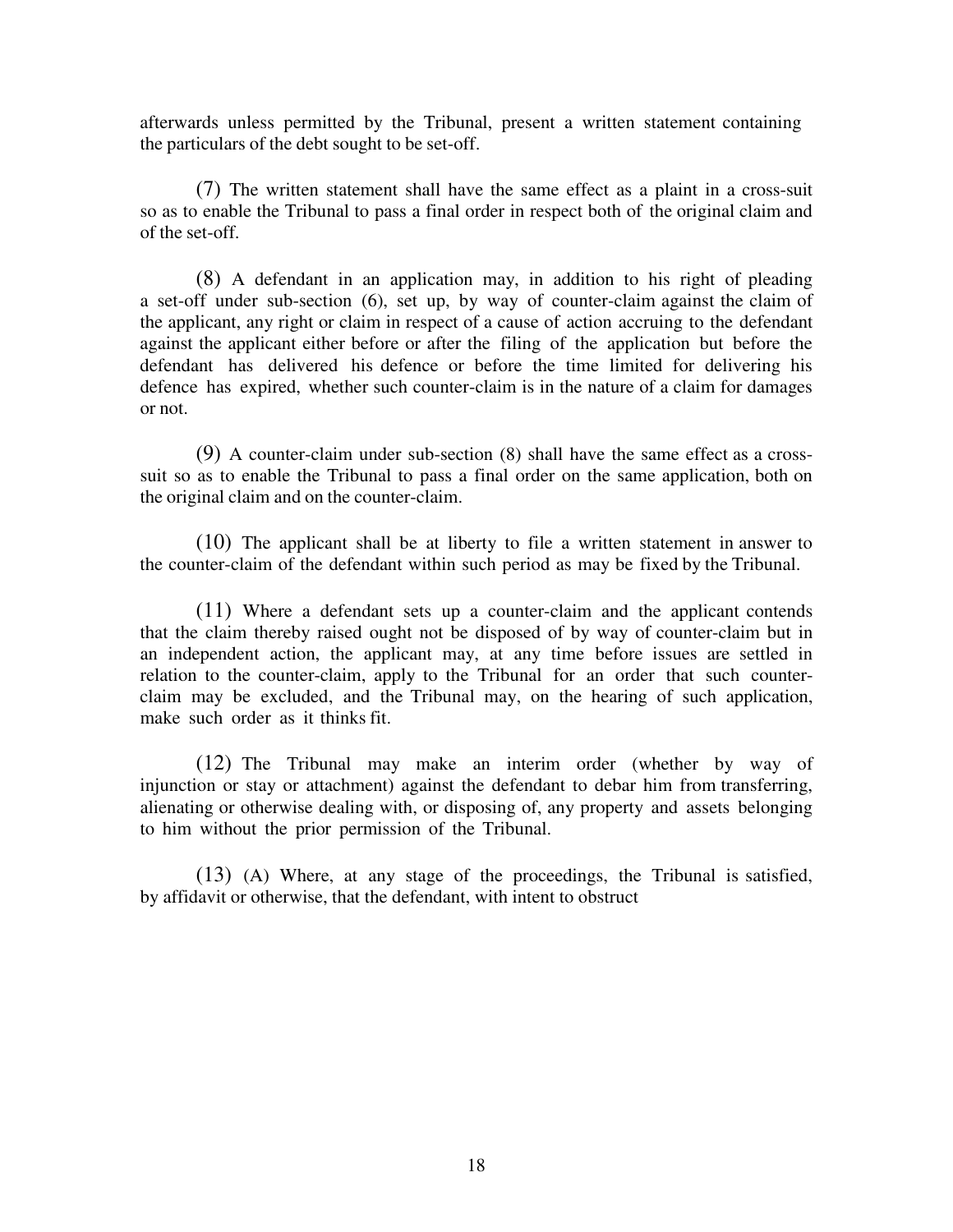afterwards unless permitted by the Tribunal, present a written statement containing the particulars of the debt sought to be set-off.

(7) The written statement shall have the same effect as a plaint in a cross-suit so as to enable the Tribunal to pass a final order in respect both of the original claim and of the set-off.

(8) A defendant in an application may, in addition to his right of pleading a set-off under sub-section (6), set up, by way of counter-claim against the claim of the applicant, any right or claim in respect of a cause of action accruing to the defendant against the applicant either before or after the filing of the application but before the defendant has delivered his defence or before the time limited for delivering his defence has expired, whether such counter-claim is in the nature of a claim for damages or not.

(9) A counter-claim under sub-section (8) shall have the same effect as a cross-suit so as to enable the Tribunal to pass a final order on the same application, both on the original claim and on the counter-claim.

(10) The applicant shall be at liberty to file a written statement in answer to the counter-claim of the defendant within such period as may be fixed by the Tribunal.

(11) Where a defendant sets up a counter-claim and the applicant contends that the claim thereby raised ought not be disposed of by way of counter-claim but in an independent action, the applicant may, at any time before issues are settled in relation to the counter-claim, apply to the Tribunal for an order that such counter-claim may be excluded, and the Tribunal may, on the hearing of such application, make such order as it thinks fit.

(12) The Tribunal may make an interim order (whether by way of injunction or stay or attachment) against the defendant to debar him from transferring, alienating or otherwise dealing with, or disposing of, any property and assets belonging to him without the prior permission of the Tribunal.

(13) (A) Where, at any stage of the proceedings, the Tribunal is satisfied, by affidavit or otherwise, that the defendant, with intent to obstruct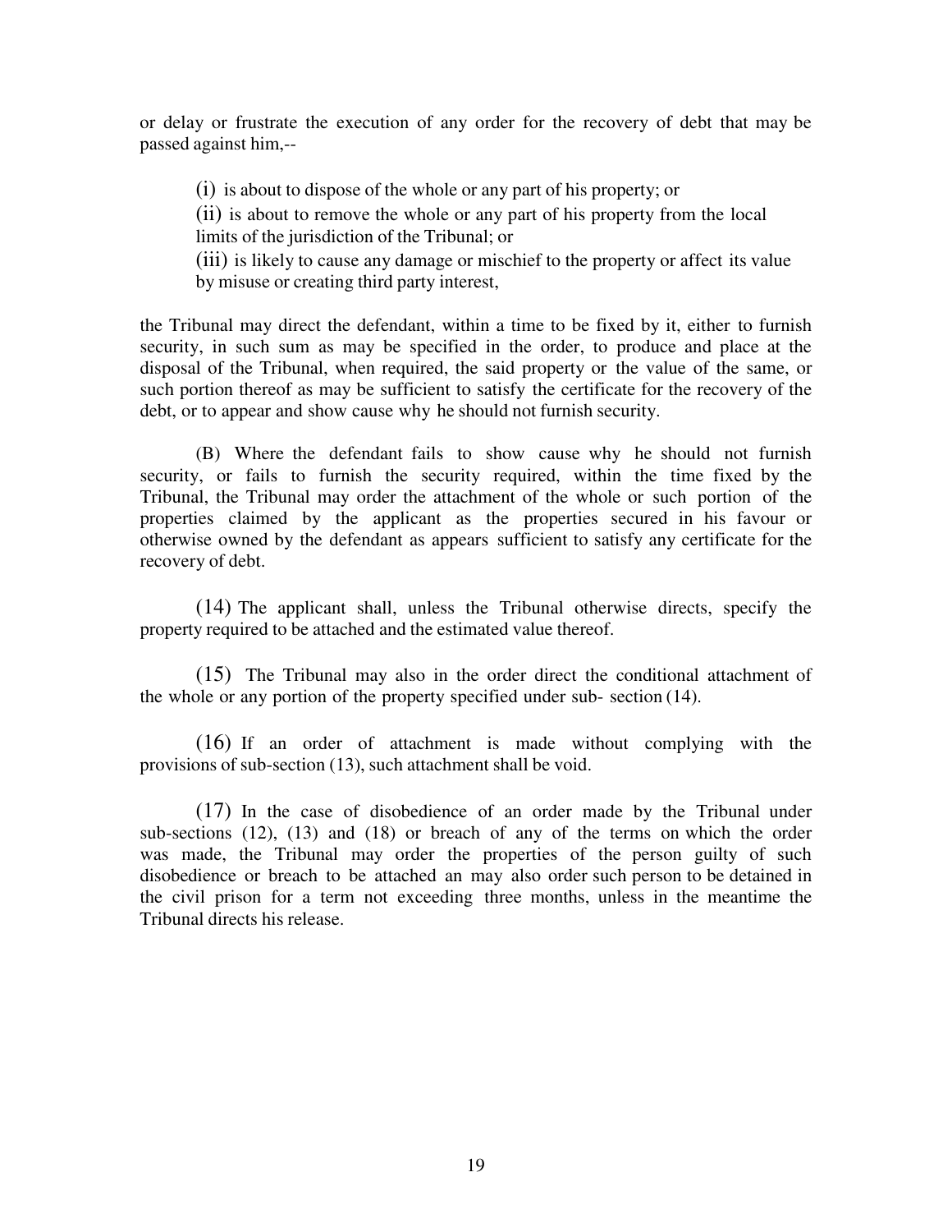or delay or frustrate the execution of any order for the recovery of debt that may be passed against him,--

> (i) is about to dispose of the whole or any part of his property; or
>
> (ii) is about to remove the whole or any part of his property from the local limits of the jurisdiction of the Tribunal; or
>
> (iii) is likely to cause any damage or mischief to the property or affect its value by misuse or creating third party interest,

the Tribunal may direct the defendant, within a time to be fixed by it, either to furnish security, in such sum as may be specified in the order, to produce and place at the disposal of the Tribunal, when required, the said property or the value of the same, or such portion thereof as may be sufficient to satisfy the certificate for the recovery of the debt, or to appear and show cause why he should not furnish security.

(B) Where the defendant fails to show cause why he should not furnish security, or fails to furnish the security required, within the time fixed by the Tribunal, the Tribunal may order the attachment of the whole or such portion of the properties claimed by the applicant as the properties secured in his favour or otherwise owned by the defendant as appears sufficient to satisfy any certificate for the recovery of debt.

(14) The applicant shall, unless the Tribunal otherwise directs, specify the property required to be attached and the estimated value thereof.

(15) The Tribunal may also in the order direct the conditional attachment of the whole or any portion of the property specified under sub- section (14).

(16) If an order of attachment is made without complying with the provisions of sub-section (13), such attachment shall be void.

(17) In the case of disobedience of an order made by the Tribunal under sub-sections (12), (13) and (18) or breach of any of the terms on which the order was made, the Tribunal may order the properties of the person guilty of such disobedience or breach to be attached an may also order such person to be detained in the civil prison for a term not exceeding three months, unless in the meantime the Tribunal directs his release.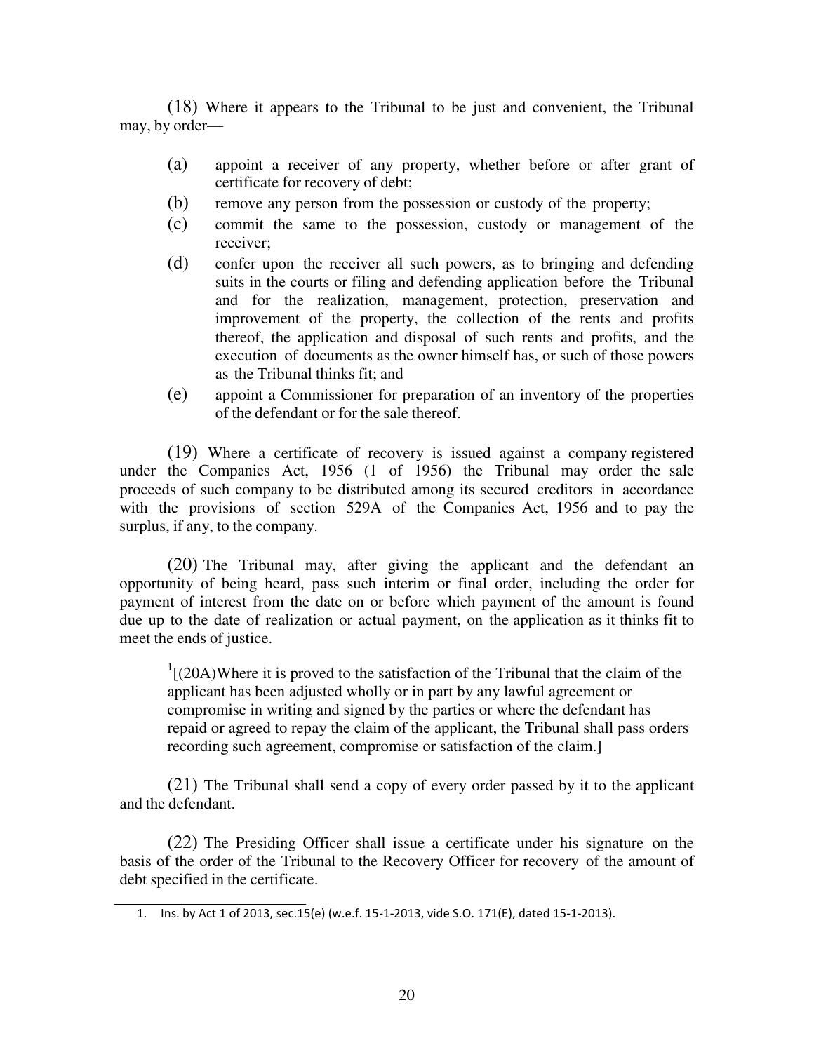(18) Where it appears to the Tribunal to be just and convenient, the Tribunal may, by order—

(a) appoint a receiver of any property, whether before or after grant of certificate for recovery of debt;

(b) remove any person from the possession or custody of the property;

(c) commit the same to the possession, custody or management of the receiver;

(d) confer upon the receiver all such powers, as to bringing and defending suits in the courts or filing and defending application before the Tribunal and for the realization, management, protection, preservation and improvement of the property, the collection of the rents and profits thereof, the application and disposal of such rents and profits, and the execution of documents as the owner himself has, or such of those powers as the Tribunal thinks fit; and

(e) appoint a Commissioner for preparation of an inventory of the properties of the defendant or for the sale thereof.

(19) Where a certificate of recovery is issued against a company registered under the Companies Act, 1956 (1 of 1956) the Tribunal may order the sale proceeds of such company to be distributed among its secured creditors in accordance with the provisions of section 529A of the Companies Act, 1956 and to pay the surplus, if any, to the company.

(20) The Tribunal may, after giving the applicant and the defendant an opportunity of being heard, pass such interim or final order, including the order for payment of interest from the date on or before which payment of the amount is found due up to the date of realization or actual payment, on the application as it thinks fit to meet the ends of justice.

> [1][(20A)Where it is proved to the satisfaction of the Tribunal that the claim of the applicant has been adjusted wholly or in part by any lawful agreement or compromise in writing and signed by the parties or where the defendant has repaid or agreed to repay the claim of the applicant, the Tribunal shall pass orders recording such agreement, compromise or satisfaction of the claim.]

(21) The Tribunal shall send a copy of every order passed by it to the applicant and the defendant.

(22) The Presiding Officer shall issue a certificate under his signature on the basis of the order of the Tribunal to the Recovery Officer for recovery of the amount of debt specified in the certificate.

---

1. Ins. by Act 1 of 2013, sec.15(e) (w.e.f. 15-1-2013, vide S.O. 171(E), dated 15-1-2013).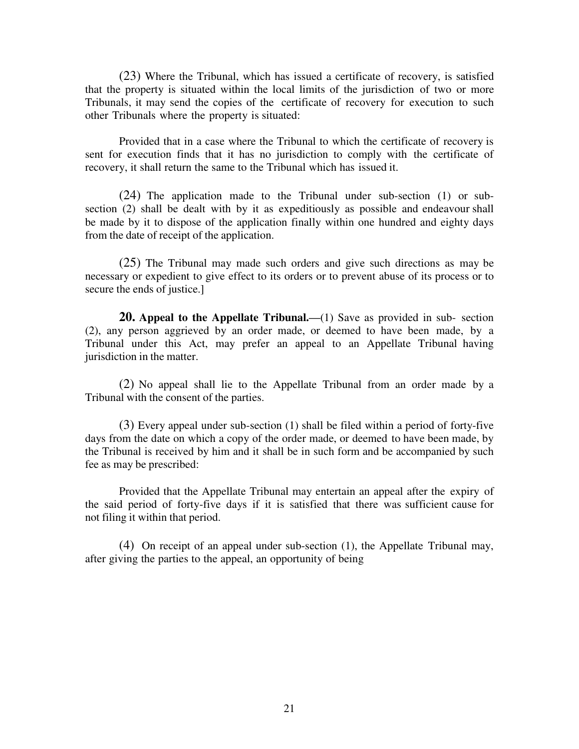(23) Where the Tribunal, which has issued a certificate of recovery, is satisfied that the property is situated within the local limits of the jurisdiction of two or more Tribunals, it may send the copies of the certificate of recovery for execution to such other Tribunals where the property is situated:

Provided that in a case where the Tribunal to which the certificate of recovery is sent for execution finds that it has no jurisdiction to comply with the certificate of recovery, it shall return the same to the Tribunal which has issued it.

(24) The application made to the Tribunal under sub-section (1) or sub-section (2) shall be dealt with by it as expeditiously as possible and endeavour shall be made by it to dispose of the application finally within one hundred and eighty days from the date of receipt of the application.

(25) The Tribunal may made such orders and give such directions as may be necessary or expedient to give effect to its orders or to prevent abuse of its process or to secure the ends of justice.]

**20. Appeal to the Appellate Tribunal.**—(1) Save as provided in sub- section (2), any person aggrieved by an order made, or deemed to have been made, by a Tribunal under this Act, may prefer an appeal to an Appellate Tribunal having jurisdiction in the matter.

(2) No appeal shall lie to the Appellate Tribunal from an order made by a Tribunal with the consent of the parties.

(3) Every appeal under sub-section (1) shall be filed within a period of forty-five days from the date on which a copy of the order made, or deemed to have been made, by the Tribunal is received by him and it shall be in such form and be accompanied by such fee as may be prescribed:

Provided that the Appellate Tribunal may entertain an appeal after the expiry of the said period of forty-five days if it is satisfied that there was sufficient cause for not filing it within that period.

(4) On receipt of an appeal under sub-section (1), the Appellate Tribunal may, after giving the parties to the appeal, an opportunity of being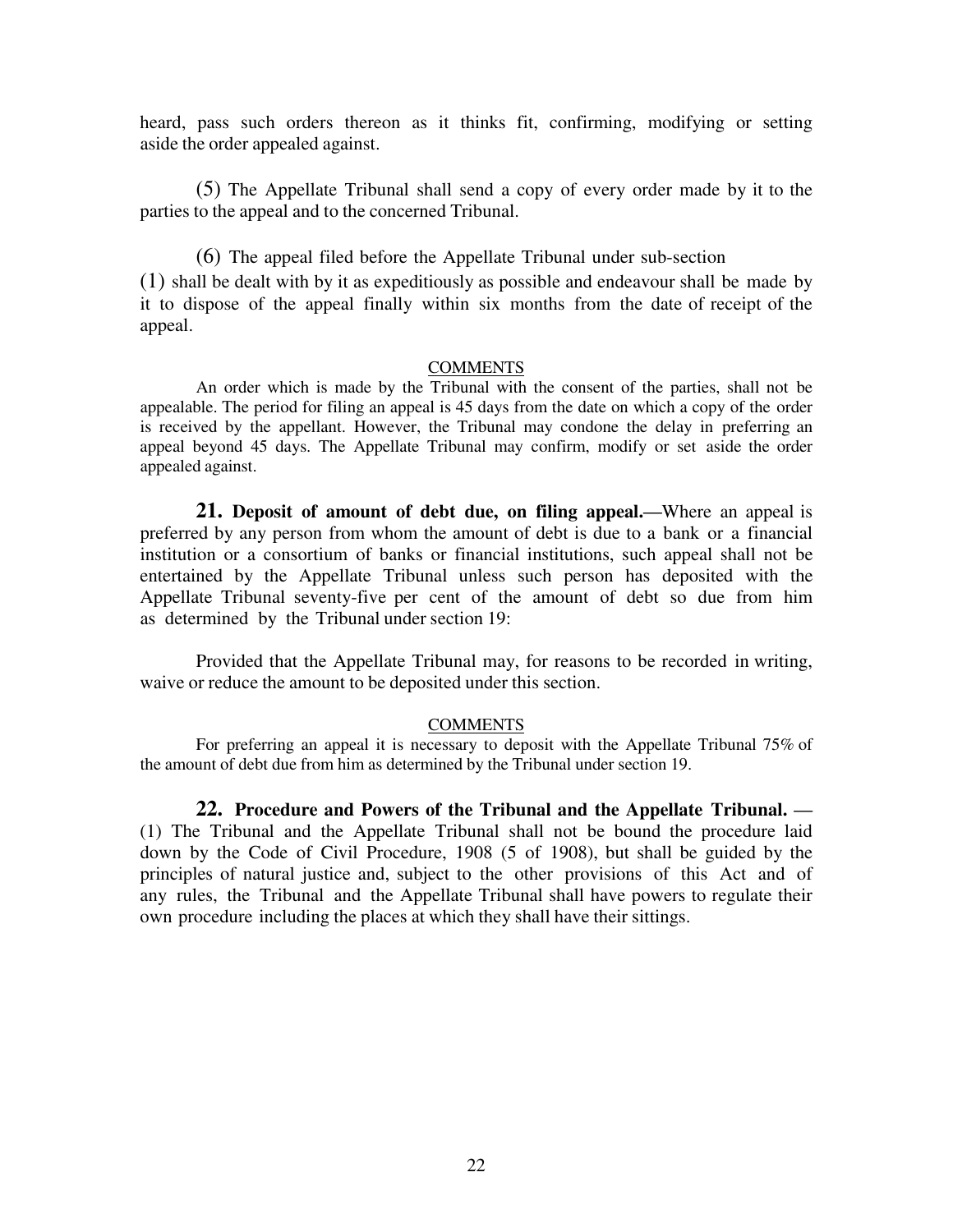heard, pass such orders thereon as it thinks fit, confirming, modifying or setting aside the order appealed against.

(5) The Appellate Tribunal shall send a copy of every order made by it to the parties to the appeal and to the concerned Tribunal.

(6) The appeal filed before the Appellate Tribunal under sub-section (1) shall be dealt with by it as expeditiously as possible and endeavour shall be made by it to dispose of the appeal finally within six months from the date of receipt of the appeal.

COMMENTS

An order which is made by the Tribunal with the consent of the parties, shall not be appealable. The period for filing an appeal is 45 days from the date on which a copy of the order is received by the appellant. However, the Tribunal may condone the delay in preferring an appeal beyond 45 days. The Appellate Tribunal may confirm, modify or set aside the order appealed against.

**21. Deposit of amount of debt due, on filing appeal.—**Where an appeal is preferred by any person from whom the amount of debt is due to a bank or a financial institution or a consortium of banks or financial institutions, such appeal shall not be entertained by the Appellate Tribunal unless such person has deposited with the Appellate Tribunal seventy-five per cent of the amount of debt so due from him as determined by the Tribunal under section 19:

Provided that the Appellate Tribunal may, for reasons to be recorded in writing, waive or reduce the amount to be deposited under this section.

COMMENTS

For preferring an appeal it is necessary to deposit with the Appellate Tribunal 75% of the amount of debt due from him as determined by the Tribunal under section 19.

**22. Procedure and Powers of the Tribunal and the Appellate Tribunal. —** (1) The Tribunal and the Appellate Tribunal shall not be bound the procedure laid down by the Code of Civil Procedure, 1908 (5 of 1908), but shall be guided by the principles of natural justice and, subject to the other provisions of this Act and of any rules, the Tribunal and the Appellate Tribunal shall have powers to regulate their own procedure including the places at which they shall have their sittings.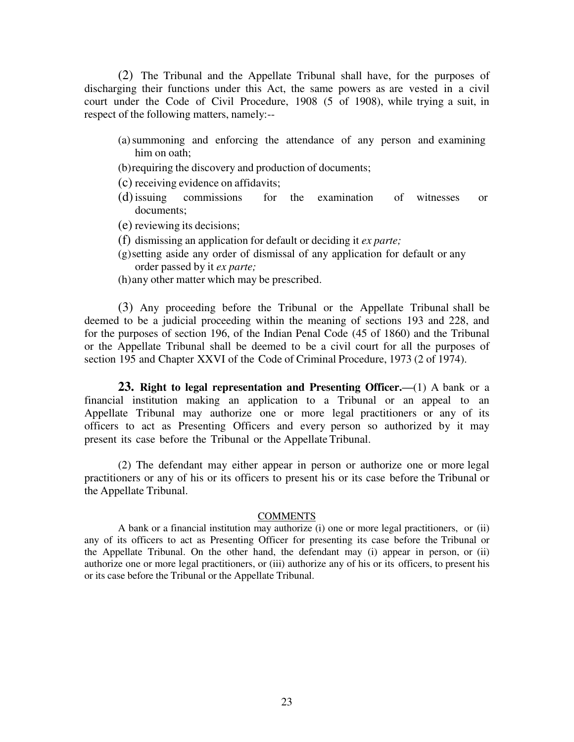(2) The Tribunal and the Appellate Tribunal shall have, for the purposes of discharging their functions under this Act, the same powers as are vested in a civil court under the Code of Civil Procedure, 1908 (5 of 1908), while trying a suit, in respect of the following matters, namely:--

(a) summoning and enforcing the attendance of any person and examining him on oath;

(b) requiring the discovery and production of documents;

(c) receiving evidence on affidavits;

(d) issuing commissions for the examination of witnesses or documents;

(e) reviewing its decisions;

(f) dismissing an application for default or deciding it *ex parte;*

(g) setting aside any order of dismissal of any application for default or any order passed by it *ex parte;*

(h) any other matter which may be prescribed.

(3) Any proceeding before the Tribunal or the Appellate Tribunal shall be deemed to be a judicial proceeding within the meaning of sections 193 and 228, and for the purposes of section 196, of the Indian Penal Code (45 of 1860) and the Tribunal or the Appellate Tribunal shall be deemed to be a civil court for all the purposes of section 195 and Chapter XXVI of the Code of Criminal Procedure, 1973 (2 of 1974).

**23. Right to legal representation and Presenting Officer.—**(1) A bank or a financial institution making an application to a Tribunal or an appeal to an Appellate Tribunal may authorize one or more legal practitioners or any of its officers to act as Presenting Officers and every person so authorized by it may present its case before the Tribunal or the Appellate Tribunal.

(2) The defendant may either appear in person or authorize one or more legal practitioners or any of his or its officers to present his or its case before the Tribunal or the Appellate Tribunal.

COMMENTS

A bank or a financial institution may authorize (i) one or more legal practitioners, or (ii) any of its officers to act as Presenting Officer for presenting its case before the Tribunal or the Appellate Tribunal. On the other hand, the defendant may (i) appear in person, or (ii) authorize one or more legal practitioners, or (iii) authorize any of his or its officers, to present his or its case before the Tribunal or the Appellate Tribunal.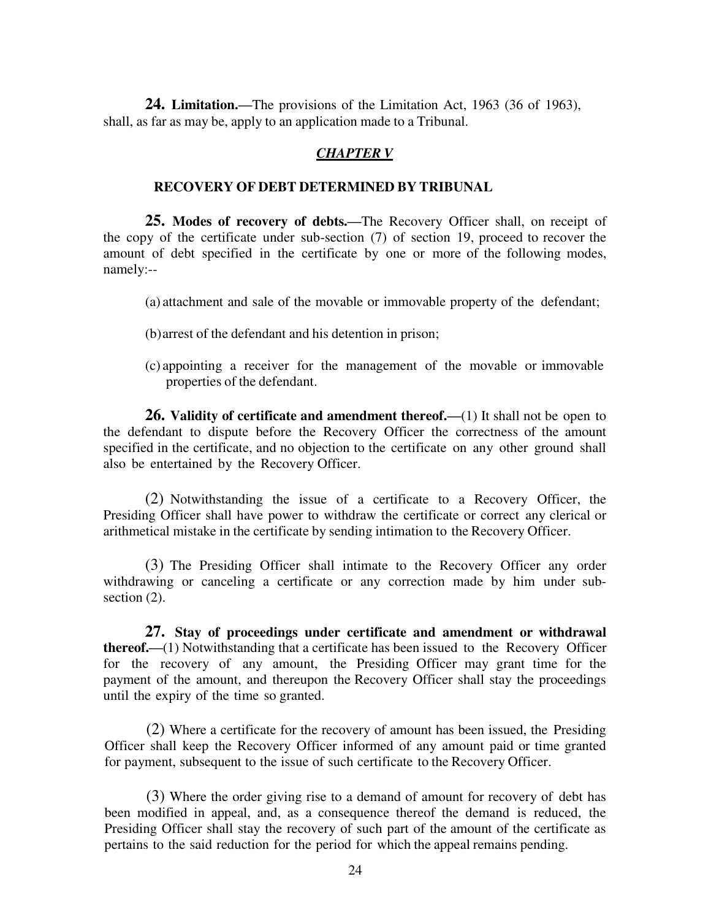**24. Limitation.—**The provisions of the Limitation Act, 1963 (36 of 1963), shall, as far as may be, apply to an application made to a Tribunal.

## *CHAPTER V*

### RECOVERY OF DEBT DETERMINED BY TRIBUNAL

**25. Modes of recovery of debts.—**The Recovery Officer shall, on receipt of the copy of the certificate under sub-section (7) of section 19, proceed to recover the amount of debt specified in the certificate by one or more of the following modes, namely:--

(a) attachment and sale of the movable or immovable property of the defendant;

(b) arrest of the defendant and his detention in prison;

(c) appointing a receiver for the management of the movable or immovable properties of the defendant.

**26. Validity of certificate and amendment thereof.—**(1) It shall not be open to the defendant to dispute before the Recovery Officer the correctness of the amount specified in the certificate, and no objection to the certificate on any other ground shall also be entertained by the Recovery Officer.

(2) Notwithstanding the issue of a certificate to a Recovery Officer, the Presiding Officer shall have power to withdraw the certificate or correct any clerical or arithmetical mistake in the certificate by sending intimation to the Recovery Officer.

(3) The Presiding Officer shall intimate to the Recovery Officer any order withdrawing or canceling a certificate or any correction made by him under sub-section (2).

**27. Stay of proceedings under certificate and amendment or withdrawal thereof.—**(1) Notwithstanding that a certificate has been issued to the Recovery Officer for the recovery of any amount, the Presiding Officer may grant time for the payment of the amount, and thereupon the Recovery Officer shall stay the proceedings until the expiry of the time so granted.

(2) Where a certificate for the recovery of amount has been issued, the Presiding Officer shall keep the Recovery Officer informed of any amount paid or time granted for payment, subsequent to the issue of such certificate to the Recovery Officer.

(3) Where the order giving rise to a demand of amount for recovery of debt has been modified in appeal, and, as a consequence thereof the demand is reduced, the Presiding Officer shall stay the recovery of such part of the amount of the certificate as pertains to the said reduction for the period for which the appeal remains pending.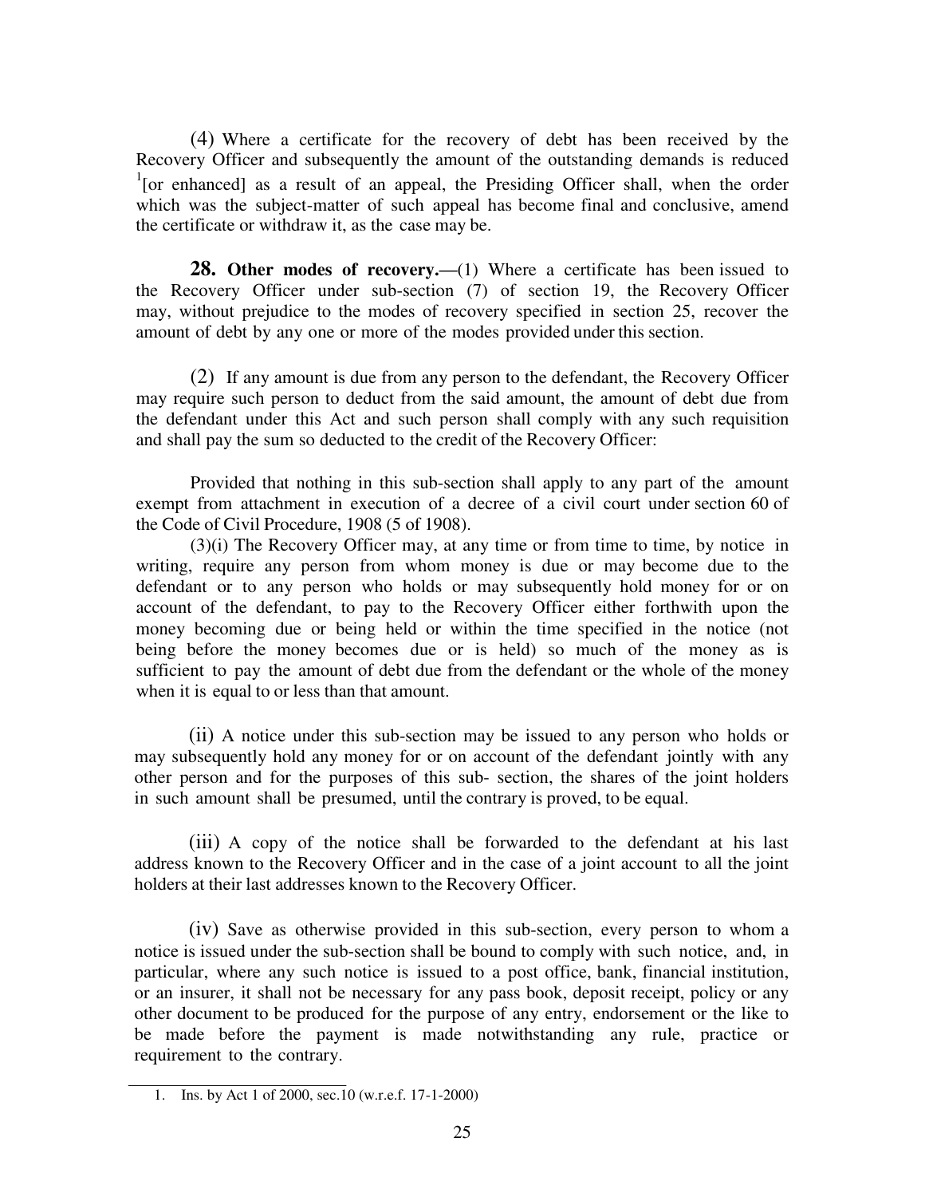(4) Where a certificate for the recovery of debt has been received by the Recovery Officer and subsequently the amount of the outstanding demands is reduced [1][or enhanced] as a result of an appeal, the Presiding Officer shall, when the order which was the subject-matter of such appeal has become final and conclusive, amend the certificate or withdraw it, as the case may be.

**28. Other modes of recovery.—**(1) Where a certificate has been issued to the Recovery Officer under sub-section (7) of section 19, the Recovery Officer may, without prejudice to the modes of recovery specified in section 25, recover the amount of debt by any one or more of the modes provided under this section.

(2) If any amount is due from any person to the defendant, the Recovery Officer may require such person to deduct from the said amount, the amount of debt due from the defendant under this Act and such person shall comply with any such requisition and shall pay the sum so deducted to the credit of the Recovery Officer:

Provided that nothing in this sub-section shall apply to any part of the amount exempt from attachment in execution of a decree of a civil court under section 60 of the Code of Civil Procedure, 1908 (5 of 1908).

(3)(i) The Recovery Officer may, at any time or from time to time, by notice in writing, require any person from whom money is due or may become due to the defendant or to any person who holds or may subsequently hold money for or on account of the defendant, to pay to the Recovery Officer either forthwith upon the money becoming due or being held or within the time specified in the notice (not being before the money becomes due or is held) so much of the money as is sufficient to pay the amount of debt due from the defendant or the whole of the money when it is equal to or less than that amount.

(ii) A notice under this sub-section may be issued to any person who holds or may subsequently hold any money for or on account of the defendant jointly with any other person and for the purposes of this sub- section, the shares of the joint holders in such amount shall be presumed, until the contrary is proved, to be equal.

(iii) A copy of the notice shall be forwarded to the defendant at his last address known to the Recovery Officer and in the case of a joint account to all the joint holders at their last addresses known to the Recovery Officer.

(iv) Save as otherwise provided in this sub-section, every person to whom a notice is issued under the sub-section shall be bound to comply with such notice, and, in particular, where any such notice is issued to a post office, bank, financial institution, or an insurer, it shall not be necessary for any pass book, deposit receipt, policy or any other document to be produced for the purpose of any entry, endorsement or the like to be made before the payment is made notwithstanding any rule, practice or requirement to the contrary.

---

1. Ins. by Act 1 of 2000, sec.10 (w.r.e.f. 17-1-2000)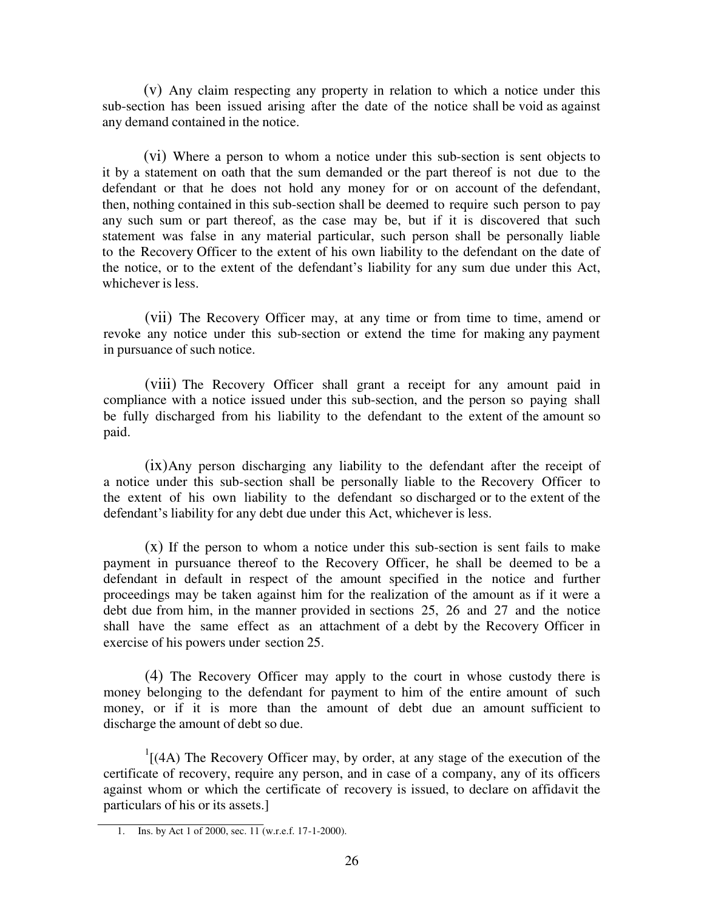(v) Any claim respecting any property in relation to which a notice under this sub-section has been issued arising after the date of the notice shall be void as against any demand contained in the notice.

(vi) Where a person to whom a notice under this sub-section is sent objects to it by a statement on oath that the sum demanded or the part thereof is not due to the defendant or that he does not hold any money for or on account of the defendant, then, nothing contained in this sub-section shall be deemed to require such person to pay any such sum or part thereof, as the case may be, but if it is discovered that such statement was false in any material particular, such person shall be personally liable to the Recovery Officer to the extent of his own liability to the defendant on the date of the notice, or to the extent of the defendant's liability for any sum due under this Act, whichever is less.

(vii) The Recovery Officer may, at any time or from time to time, amend or revoke any notice under this sub-section or extend the time for making any payment in pursuance of such notice.

(viii) The Recovery Officer shall grant a receipt for any amount paid in compliance with a notice issued under this sub-section, and the person so paying shall be fully discharged from his liability to the defendant to the extent of the amount so paid.

(ix) Any person discharging any liability to the defendant after the receipt of a notice under this sub-section shall be personally liable to the Recovery Officer to the extent of his own liability to the defendant so discharged or to the extent of the defendant's liability for any debt due under this Act, whichever is less.

(x) If the person to whom a notice under this sub-section is sent fails to make payment in pursuance thereof to the Recovery Officer, he shall be deemed to be a defendant in default in respect of the amount specified in the notice and further proceedings may be taken against him for the realization of the amount as if it were a debt due from him, in the manner provided in sections 25, 26 and 27 and the notice shall have the same effect as an attachment of a debt by the Recovery Officer in exercise of his powers under section 25.

(4) The Recovery Officer may apply to the court in whose custody there is money belonging to the defendant for payment to him of the entire amount of such money, or if it is more than the amount of debt due an amount sufficient to discharge the amount of debt so due.

[1][(4A) The Recovery Officer may, by order, at any stage of the execution of the certificate of recovery, require any person, and in case of a company, any of its officers against whom or which the certificate of recovery is issued, to declare on affidavit the particulars of his or its assets.]

1. Ins. by Act 1 of 2000, sec. 11 (w.r.e.f. 17-1-2000).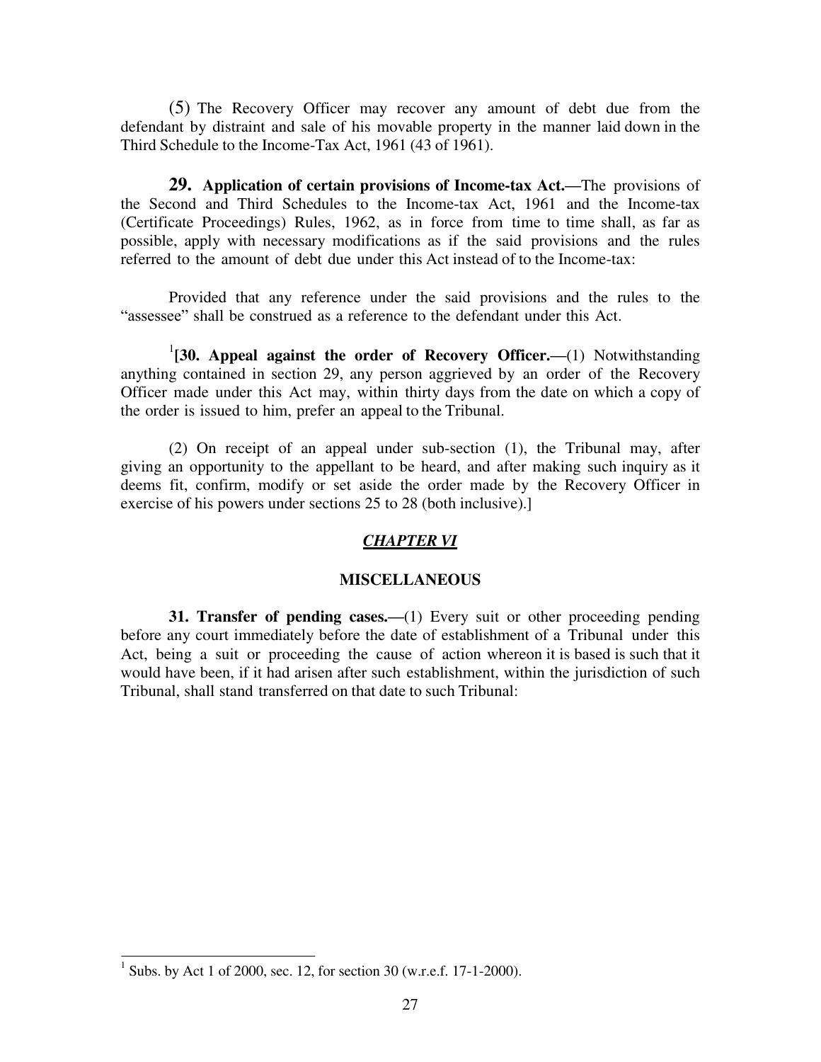(5) The Recovery Officer may recover any amount of debt due from the defendant by distraint and sale of his movable property in the manner laid down in the Third Schedule to the Income-Tax Act, 1961 (43 of 1961).

**29. Application of certain provisions of Income-tax Act.—**The provisions of the Second and Third Schedules to the Income-tax Act, 1961 and the Income-tax (Certificate Proceedings) Rules, 1962, as in force from time to time shall, as far as possible, apply with necessary modifications as if the said provisions and the rules referred to the amount of debt due under this Act instead of to the Income-tax:

Provided that any reference under the said provisions and the rules to the "assessee" shall be construed as a reference to the defendant under this Act.

[1]**[30. Appeal against the order of Recovery Officer.—**(1) Notwithstanding anything contained in section 29, any person aggrieved by an order of the Recovery Officer made under this Act may, within thirty days from the date on which a copy of the order is issued to him, prefer an appeal to the Tribunal.

(2) On receipt of an appeal under sub-section (1), the Tribunal may, after giving an opportunity to the appellant to be heard, and after making such inquiry as it deems fit, confirm, modify or set aside the order made by the Recovery Officer in exercise of his powers under sections 25 to 28 (both inclusive).]

## ***CHAPTER VI***

## **MISCELLANEOUS**

**31. Transfer of pending cases.—**(1) Every suit or other proceeding pending before any court immediately before the date of establishment of a Tribunal under this Act, being a suit or proceeding the cause of action whereon it is based is such that it would have been, if it had arisen after such establishment, within the jurisdiction of such Tribunal, shall stand transferred on that date to such Tribunal:

---

[1] Subs. by Act 1 of 2000, sec. 12, for section 30 (w.r.e.f. 17-1-2000).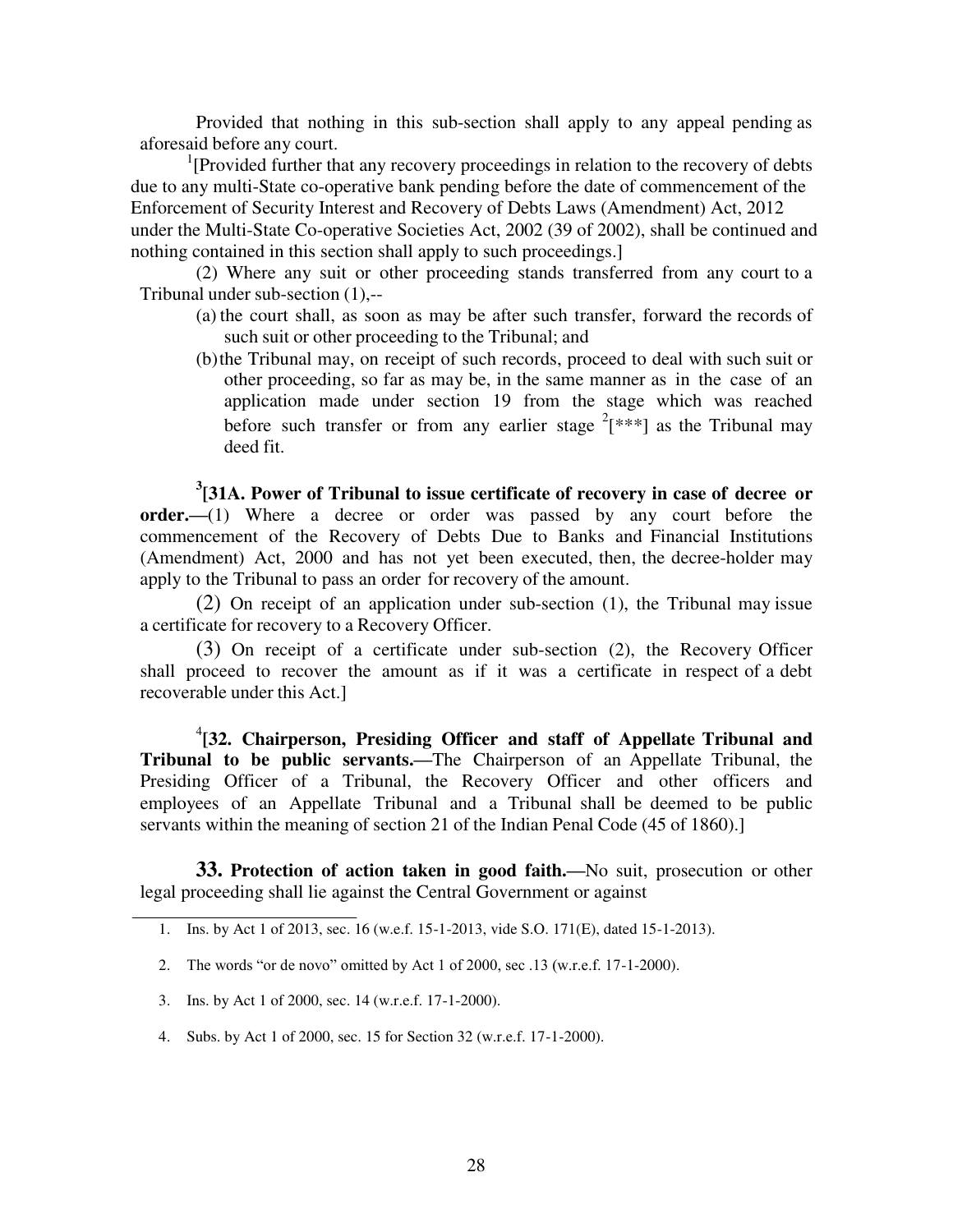Provided that nothing in this sub-section shall apply to any appeal pending as aforesaid before any court.

[1][Provided further that any recovery proceedings in relation to the recovery of debts due to any multi-State co-operative bank pending before the date of commencement of the Enforcement of Security Interest and Recovery of Debts Laws (Amendment) Act, 2012 under the Multi-State Co-operative Societies Act, 2002 (39 of 2002), shall be continued and nothing contained in this section shall apply to such proceedings.]

(2) Where any suit or other proceeding stands transferred from any court to a Tribunal under sub-section (1),--

(a) the court shall, as soon as may be after such transfer, forward the records of such suit or other proceeding to the Tribunal; and

(b) the Tribunal may, on receipt of such records, proceed to deal with such suit or other proceeding, so far as may be, in the same manner as in the case of an application made under section 19 from the stage which was reached before such transfer or from any earlier stage [2][***] as the Tribunal may deed fit.

[3]**[31A. Power of Tribunal to issue certificate of recovery in case of decree or order.—**(1) Where a decree or order was passed by any court before the commencement of the Recovery of Debts Due to Banks and Financial Institutions (Amendment) Act, 2000 and has not yet been executed, then, the decree-holder may apply to the Tribunal to pass an order for recovery of the amount.

(2) On receipt of an application under sub-section (1), the Tribunal may issue a certificate for recovery to a Recovery Officer.

(3) On receipt of a certificate under sub-section (2), the Recovery Officer shall proceed to recover the amount as if it was a certificate in respect of a debt recoverable under this Act.]

[4]**[32. Chairperson, Presiding Officer and staff of Appellate Tribunal and Tribunal to be public servants.—**The Chairperson of an Appellate Tribunal, the Presiding Officer of a Tribunal, the Recovery Officer and other officers and employees of an Appellate Tribunal and a Tribunal shall be deemed to be public servants within the meaning of section 21 of the Indian Penal Code (45 of 1860).]

**33. Protection of action taken in good faith.—**No suit, prosecution or other legal proceeding shall lie against the Central Government or against

---

1. Ins. by Act 1 of 2013, sec. 16 (w.e.f. 15-1-2013, vide S.O. 171(E), dated 15-1-2013).
2. The words "or de novo" omitted by Act 1 of 2000, sec .13 (w.r.e.f. 17-1-2000).
3. Ins. by Act 1 of 2000, sec. 14 (w.r.e.f. 17-1-2000).
4. Subs. by Act 1 of 2000, sec. 15 for Section 32 (w.r.e.f. 17-1-2000).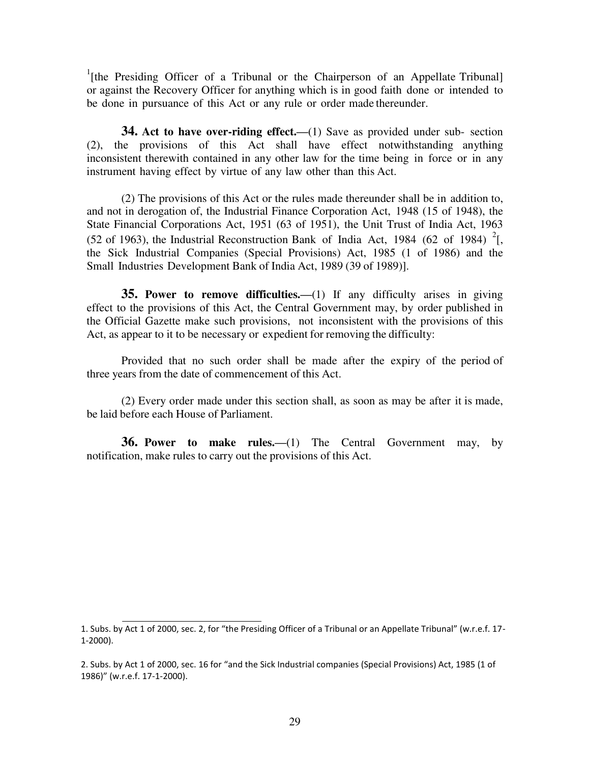[1][the Presiding Officer of a Tribunal or the Chairperson of an Appellate Tribunal] or against the Recovery Officer for anything which is in good faith done or intended to be done in pursuance of this Act or any rule or order made thereunder.

**34. Act to have over-riding effect.—**(1) Save as provided under sub- section (2), the provisions of this Act shall have effect notwithstanding anything inconsistent therewith contained in any other law for the time being in force or in any instrument having effect by virtue of any law other than this Act.

(2) The provisions of this Act or the rules made thereunder shall be in addition to, and not in derogation of, the Industrial Finance Corporation Act, 1948 (15 of 1948), the State Financial Corporations Act, 1951 (63 of 1951), the Unit Trust of India Act, 1963 (52 of 1963), the Industrial Reconstruction Bank of India Act, 1984 (62 of 1984) [2][, the Sick Industrial Companies (Special Provisions) Act, 1985 (1 of 1986) and the Small Industries Development Bank of India Act, 1989 (39 of 1989)].

**35. Power to remove difficulties.—**(1) If any difficulty arises in giving effect to the provisions of this Act, the Central Government may, by order published in the Official Gazette make such provisions, not inconsistent with the provisions of this Act, as appear to it to be necessary or expedient for removing the difficulty:

Provided that no such order shall be made after the expiry of the period of three years from the date of commencement of this Act.

(2) Every order made under this section shall, as soon as may be after it is made, be laid before each House of Parliament.

**36. Power to make rules.—**(1) The Central Government may, by notification, make rules to carry out the provisions of this Act.

---

1. Subs. by Act 1 of 2000, sec. 2, for "the Presiding Officer of a Tribunal or an Appellate Tribunal" (w.r.e.f. 17-1-2000).

2. Subs. by Act 1 of 2000, sec. 16 for "and the Sick Industrial companies (Special Provisions) Act, 1985 (1 of 1986)" (w.r.e.f. 17-1-2000).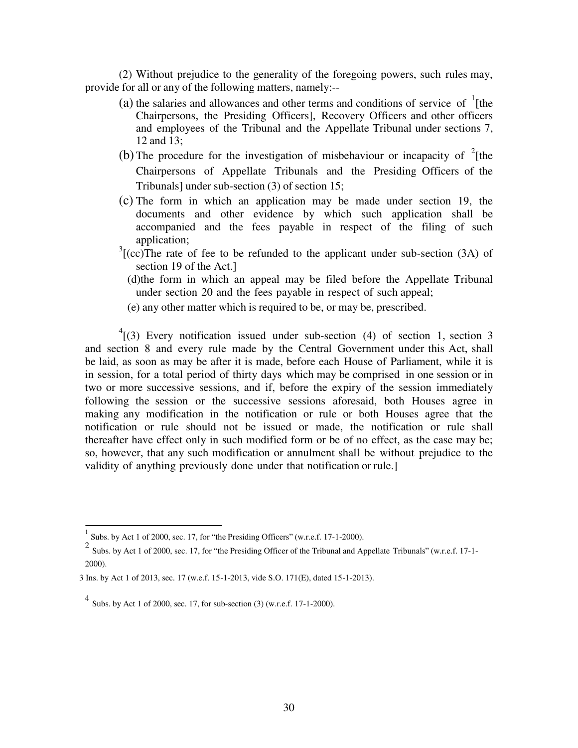(2) Without prejudice to the generality of the foregoing powers, such rules may, provide for all or any of the following matters, namely:--

(a) the salaries and allowances and other terms and conditions of service of [1][the Chairpersons, the Presiding Officers], Recovery Officers and other officers and employees of the Tribunal and the Appellate Tribunal under sections 7, 12 and 13;

(b) The procedure for the investigation of misbehaviour or incapacity of [2][the Chairpersons of Appellate Tribunals and the Presiding Officers of the Tribunals] under sub-section (3) of section 15;

(c) The form in which an application may be made under section 19, the documents and other evidence by which such application shall be accompanied and the fees payable in respect of the filing of such application;

[3][(cc)The rate of fee to be refunded to the applicant under sub-section (3A) of section 19 of the Act.]

(d)the form in which an appeal may be filed before the Appellate Tribunal under section 20 and the fees payable in respect of such appeal;

(e) any other matter which is required to be, or may be, prescribed.

[4][(3) Every notification issued under sub-section (4) of section 1, section 3 and section 8 and every rule made by the Central Government under this Act, shall be laid, as soon as may be after it is made, before each House of Parliament, while it is in session, for a total period of thirty days which may be comprised in one session or in two or more successive sessions, and if, before the expiry of the session immediately following the session or the successive sessions aforesaid, both Houses agree in making any modification in the notification or rule or both Houses agree that the notification or rule should not be issued or made, the notification or rule shall thereafter have effect only in such modified form or be of no effect, as the case may be; so, however, that any such modification or annulment shall be without prejudice to the validity of anything previously done under that notification or rule.]

---

1 Subs. by Act 1 of 2000, sec. 17, for "the Presiding Officers" (w.r.e.f. 17-1-2000).

2 Subs. by Act 1 of 2000, sec. 17, for "the Presiding Officer of the Tribunal and Appellate Tribunals" (w.r.e.f. 17-1-2000).

3 Ins. by Act 1 of 2013, sec. 17 (w.e.f. 15-1-2013, vide S.O. 171(E), dated 15-1-2013).

4 Subs. by Act 1 of 2000, sec. 17, for sub-section (3) (w.r.e.f. 17-1-2000).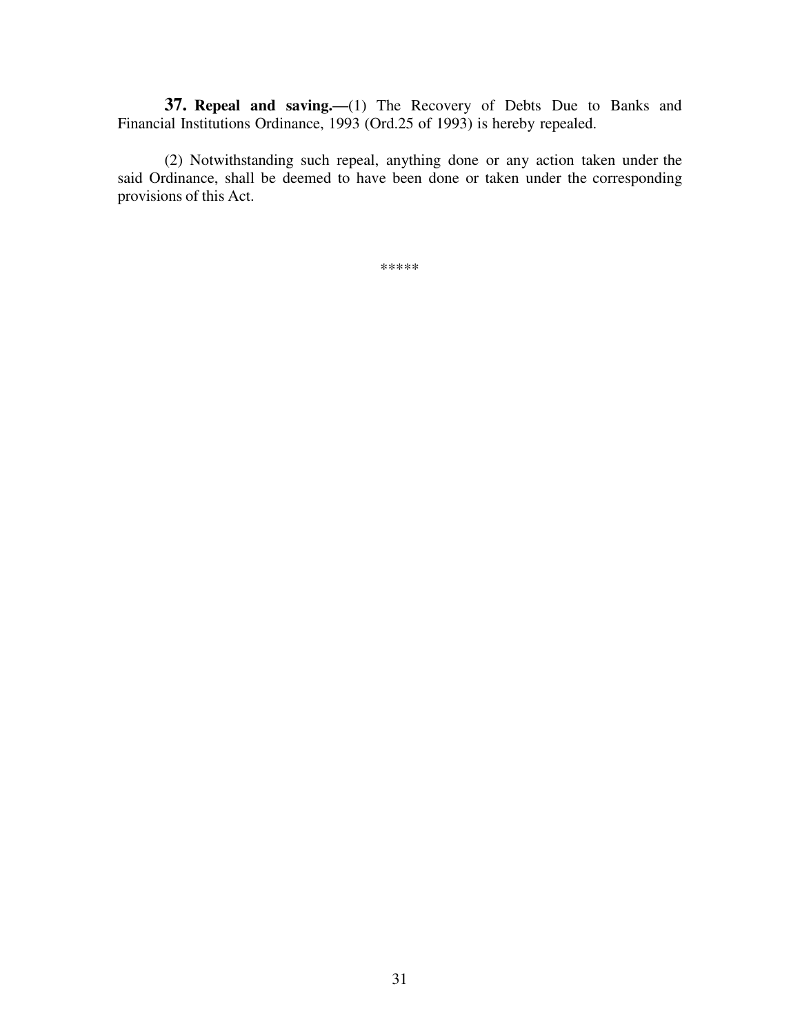**37. Repeal and saving.—**(1) The Recovery of Debts Due to Banks and Financial Institutions Ordinance, 1993 (Ord.25 of 1993) is hereby repealed.

(2) Notwithstanding such repeal, anything done or any action taken under the said Ordinance, shall be deemed to have been done or taken under the corresponding provisions of this Act.

*****